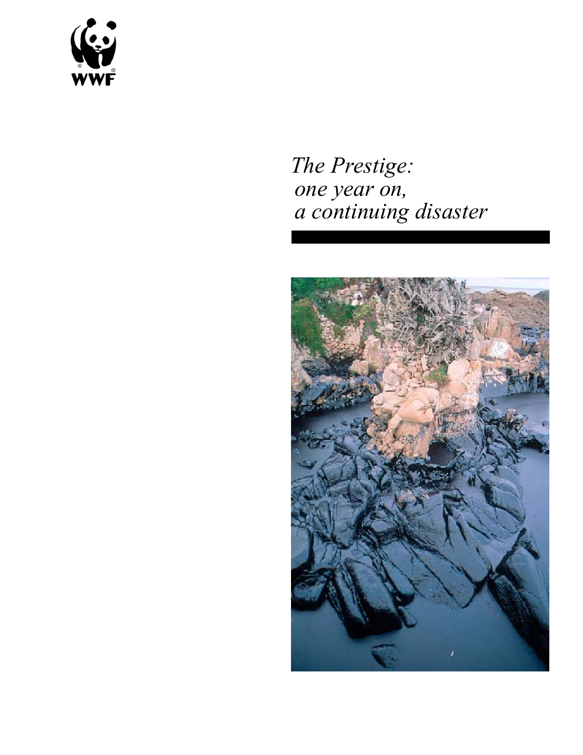WWF

# *The Prestige: one year on, a continuing disaster*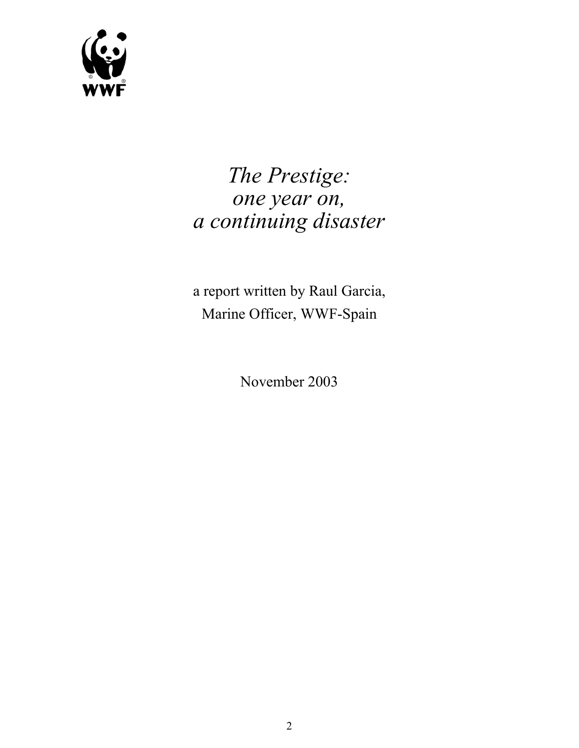# *The Prestige: one year on, a continuing disaster*

a report written by Raul Garcia,
Marine Officer, WWF-Spain

November 2003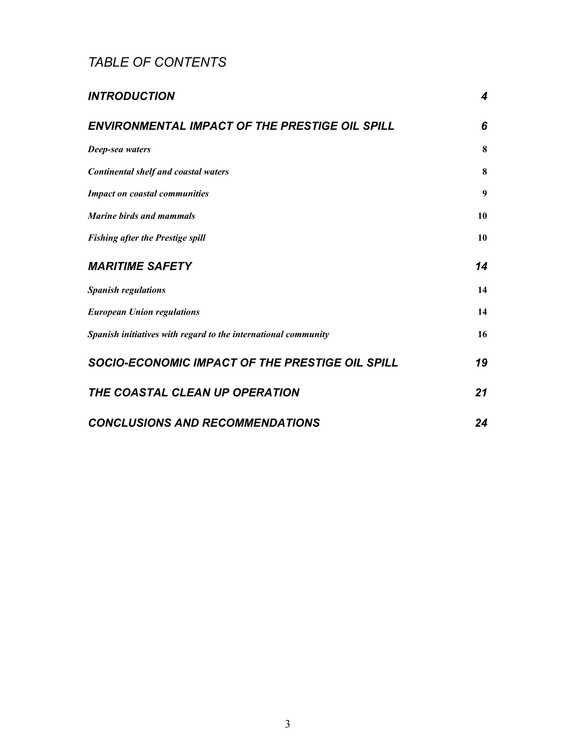# *TABLE OF CONTENTS*

| | |
|---|---|
| ***INTRODUCTION*** | ***4*** |
| ***ENVIRONMENTAL IMPACT OF THE PRESTIGE OIL SPILL*** | ***6*** |
| ***Deep-sea waters*** | **8** |
| ***Continental shelf and coastal waters*** | **8** |
| ***Impact on coastal communities*** | **9** |
| ***Marine birds and mammals*** | **10** |
| ***Fishing after the Prestige spill*** | **10** |
| ***MARITIME SAFETY*** | ***14*** |
| ***Spanish regulations*** | **14** |
| ***European Union regulations*** | **14** |
| ***Spanish initiatives with regard to the international community*** | **16** |
| ***SOCIO-ECONOMIC IMPACT OF THE PRESTIGE OIL SPILL*** | ***19*** |
| ***THE COASTAL CLEAN UP OPERATION*** | ***21*** |
| ***CONCLUSIONS AND RECOMMENDATIONS*** | ***24*** |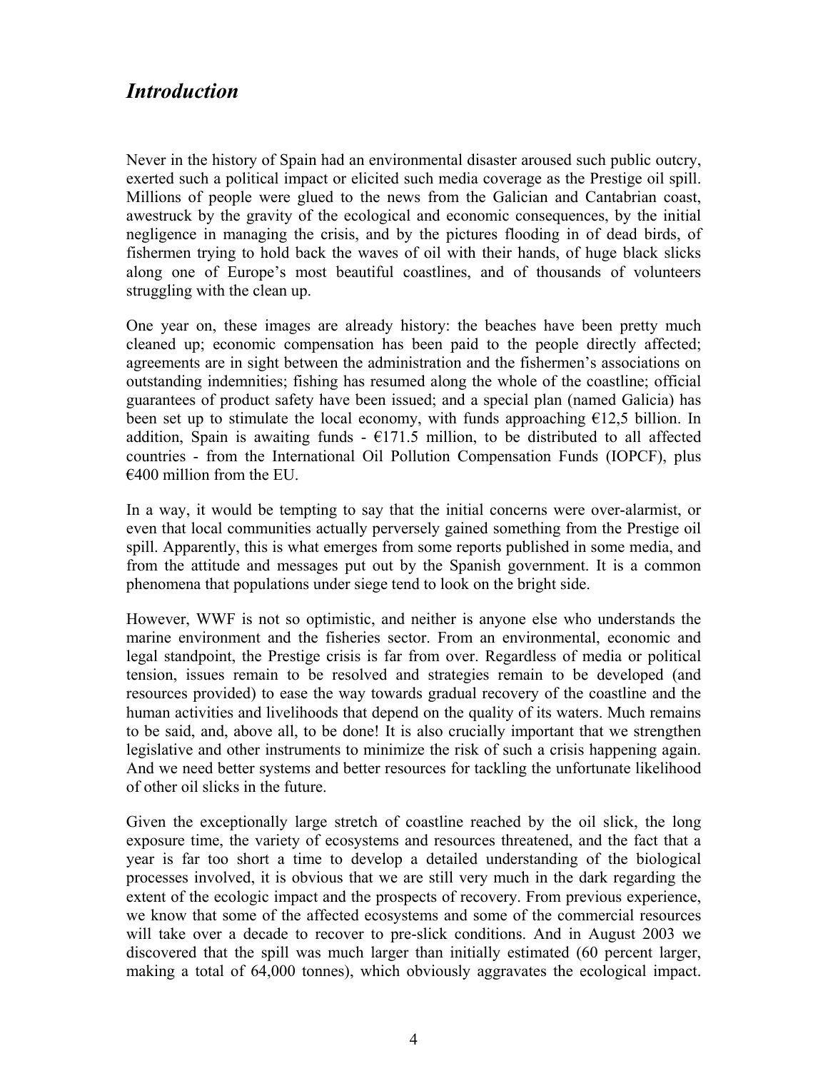## *Introduction*

Never in the history of Spain had an environmental disaster aroused such public outcry, exerted such a political impact or elicited such media coverage as the Prestige oil spill. Millions of people were glued to the news from the Galician and Cantabrian coast, awestruck by the gravity of the ecological and economic consequences, by the initial negligence in managing the crisis, and by the pictures flooding in of dead birds, of fishermen trying to hold back the waves of oil with their hands, of huge black slicks along one of Europe's most beautiful coastlines, and of thousands of volunteers struggling with the clean up.

One year on, these images are already history: the beaches have been pretty much cleaned up; economic compensation has been paid to the people directly affected; agreements are in sight between the administration and the fishermen's associations on outstanding indemnities; fishing has resumed along the whole of the coastline; official guarantees of product safety have been issued; and a special plan (named Galicia) has been set up to stimulate the local economy, with funds approaching €12,5 billion. In addition, Spain is awaiting funds - €171.5 million, to be distributed to all affected countries - from the International Oil Pollution Compensation Funds (IOPCF), plus €400 million from the EU.

In a way, it would be tempting to say that the initial concerns were over-alarmist, or even that local communities actually perversely gained something from the Prestige oil spill. Apparently, this is what emerges from some reports published in some media, and from the attitude and messages put out by the Spanish government. It is a common phenomena that populations under siege tend to look on the bright side.

However, WWF is not so optimistic, and neither is anyone else who understands the marine environment and the fisheries sector. From an environmental, economic and legal standpoint, the Prestige crisis is far from over. Regardless of media or political tension, issues remain to be resolved and strategies remain to be developed (and resources provided) to ease the way towards gradual recovery of the coastline and the human activities and livelihoods that depend on the quality of its waters. Much remains to be said, and, above all, to be done! It is also crucially important that we strengthen legislative and other instruments to minimize the risk of such a crisis happening again. And we need better systems and better resources for tackling the unfortunate likelihood of other oil slicks in the future.

Given the exceptionally large stretch of coastline reached by the oil slick, the long exposure time, the variety of ecosystems and resources threatened, and the fact that a year is far too short a time to develop a detailed understanding of the biological processes involved, it is obvious that we are still very much in the dark regarding the extent of the ecologic impact and the prospects of recovery. From previous experience, we know that some of the affected ecosystems and some of the commercial resources will take over a decade to recover to pre-slick conditions. And in August 2003 we discovered that the spill was much larger than initially estimated (60 percent larger, making a total of 64,000 tonnes), which obviously aggravates the ecological impact.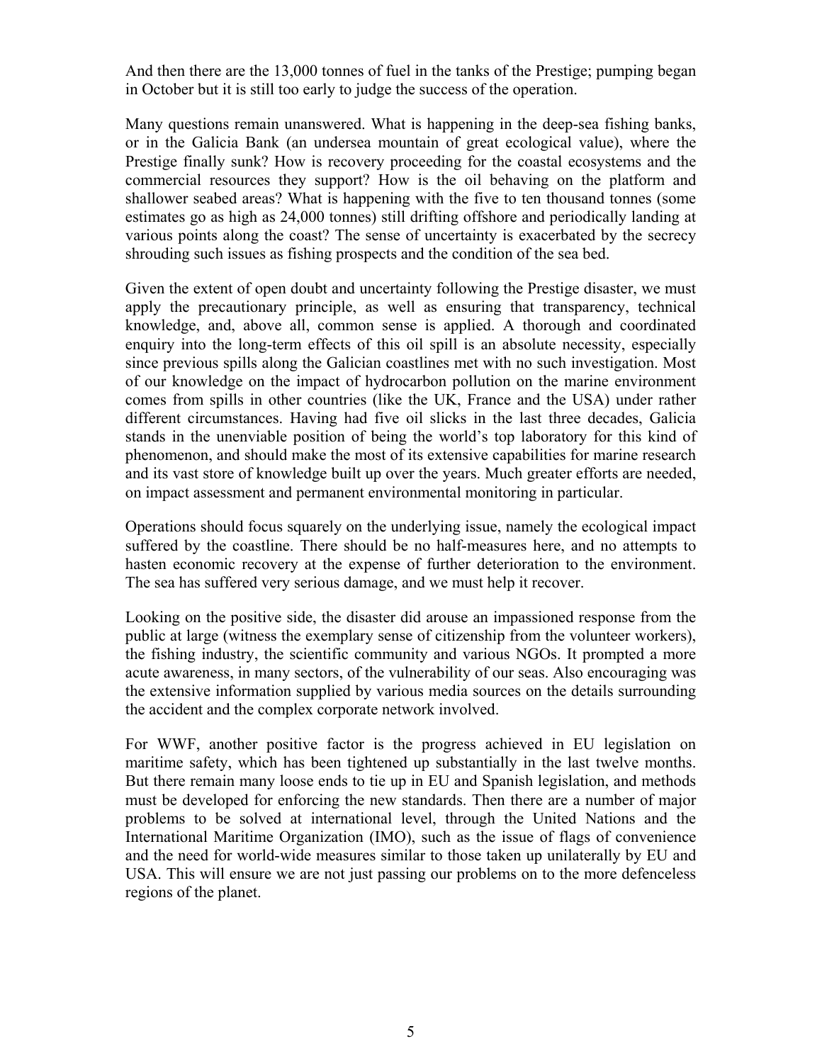And then there are the 13,000 tonnes of fuel in the tanks of the Prestige; pumping began in October but it is still too early to judge the success of the operation.

Many questions remain unanswered. What is happening in the deep-sea fishing banks, or in the Galicia Bank (an undersea mountain of great ecological value), where the Prestige finally sunk? How is recovery proceeding for the coastal ecosystems and the commercial resources they support? How is the oil behaving on the platform and shallower seabed areas? What is happening with the five to ten thousand tonnes (some estimates go as high as 24,000 tonnes) still drifting offshore and periodically landing at various points along the coast? The sense of uncertainty is exacerbated by the secrecy shrouding such issues as fishing prospects and the condition of the sea bed.

Given the extent of open doubt and uncertainty following the Prestige disaster, we must apply the precautionary principle, as well as ensuring that transparency, technical knowledge, and, above all, common sense is applied. A thorough and coordinated enquiry into the long-term effects of this oil spill is an absolute necessity, especially since previous spills along the Galician coastlines met with no such investigation. Most of our knowledge on the impact of hydrocarbon pollution on the marine environment comes from spills in other countries (like the UK, France and the USA) under rather different circumstances. Having had five oil slicks in the last three decades, Galicia stands in the unenviable position of being the world's top laboratory for this kind of phenomenon, and should make the most of its extensive capabilities for marine research and its vast store of knowledge built up over the years. Much greater efforts are needed, on impact assessment and permanent environmental monitoring in particular.

Operations should focus squarely on the underlying issue, namely the ecological impact suffered by the coastline. There should be no half-measures here, and no attempts to hasten economic recovery at the expense of further deterioration to the environment. The sea has suffered very serious damage, and we must help it recover.

Looking on the positive side, the disaster did arouse an impassioned response from the public at large (witness the exemplary sense of citizenship from the volunteer workers), the fishing industry, the scientific community and various NGOs. It prompted a more acute awareness, in many sectors, of the vulnerability of our seas. Also encouraging was the extensive information supplied by various media sources on the details surrounding the accident and the complex corporate network involved.

For WWF, another positive factor is the progress achieved in EU legislation on maritime safety, which has been tightened up substantially in the last twelve months. But there remain many loose ends to tie up in EU and Spanish legislation, and methods must be developed for enforcing the new standards. Then there are a number of major problems to be solved at international level, through the United Nations and the International Maritime Organization (IMO), such as the issue of flags of convenience and the need for world-wide measures similar to those taken up unilaterally by EU and USA. This will ensure we are not just passing our problems on to the more defenceless regions of the planet.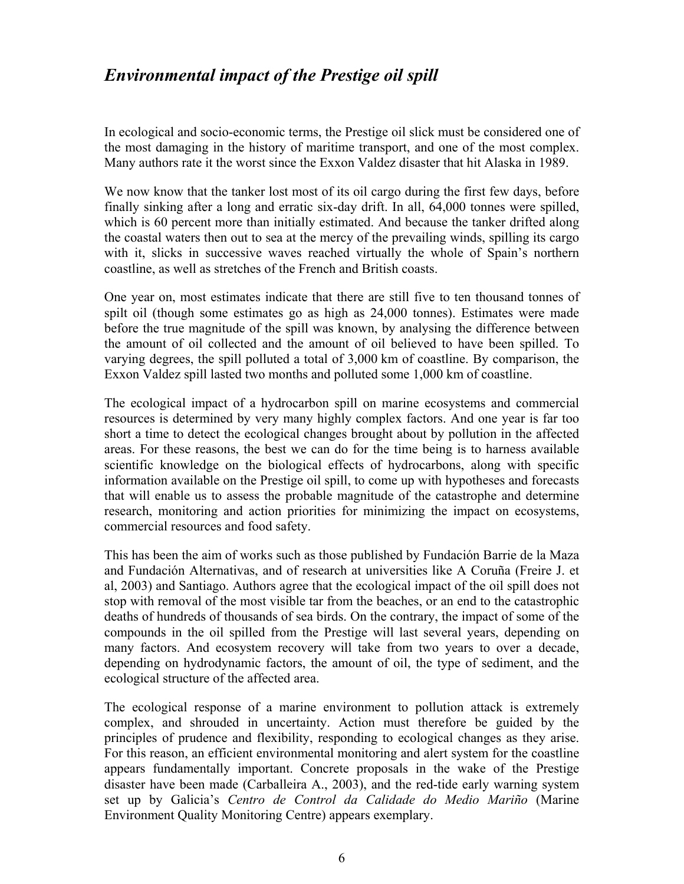## *Environmental impact of the Prestige oil spill*

In ecological and socio-economic terms, the Prestige oil slick must be considered one of the most damaging in the history of maritime transport, and one of the most complex. Many authors rate it the worst since the Exxon Valdez disaster that hit Alaska in 1989.

We now know that the tanker lost most of its oil cargo during the first few days, before finally sinking after a long and erratic six-day drift. In all, 64,000 tonnes were spilled, which is 60 percent more than initially estimated. And because the tanker drifted along the coastal waters then out to sea at the mercy of the prevailing winds, spilling its cargo with it, slicks in successive waves reached virtually the whole of Spain's northern coastline, as well as stretches of the French and British coasts.

One year on, most estimates indicate that there are still five to ten thousand tonnes of spilt oil (though some estimates go as high as 24,000 tonnes). Estimates were made before the true magnitude of the spill was known, by analysing the difference between the amount of oil collected and the amount of oil believed to have been spilled. To varying degrees, the spill polluted a total of 3,000 km of coastline. By comparison, the Exxon Valdez spill lasted two months and polluted some 1,000 km of coastline.

The ecological impact of a hydrocarbon spill on marine ecosystems and commercial resources is determined by very many highly complex factors. And one year is far too short a time to detect the ecological changes brought about by pollution in the affected areas. For these reasons, the best we can do for the time being is to harness available scientific knowledge on the biological effects of hydrocarbons, along with specific information available on the Prestige oil spill, to come up with hypotheses and forecasts that will enable us to assess the probable magnitude of the catastrophe and determine research, monitoring and action priorities for minimizing the impact on ecosystems, commercial resources and food safety.

This has been the aim of works such as those published by Fundación Barrie de la Maza and Fundación Alternativas, and of research at universities like A Coruña (Freire J. et al, 2003) and Santiago. Authors agree that the ecological impact of the oil spill does not stop with removal of the most visible tar from the beaches, or an end to the catastrophic deaths of hundreds of thousands of sea birds. On the contrary, the impact of some of the compounds in the oil spilled from the Prestige will last several years, depending on many factors. And ecosystem recovery will take from two years to over a decade, depending on hydrodynamic factors, the amount of oil, the type of sediment, and the ecological structure of the affected area.

The ecological response of a marine environment to pollution attack is extremely complex, and shrouded in uncertainty. Action must therefore be guided by the principles of prudence and flexibility, responding to ecological changes as they arise. For this reason, an efficient environmental monitoring and alert system for the coastline appears fundamentally important. Concrete proposals in the wake of the Prestige disaster have been made (Carballeira A., 2003), and the red-tide early warning system set up by Galicia's *Centro de Control da Calidade do Medio Mariño* (Marine Environment Quality Monitoring Centre) appears exemplary.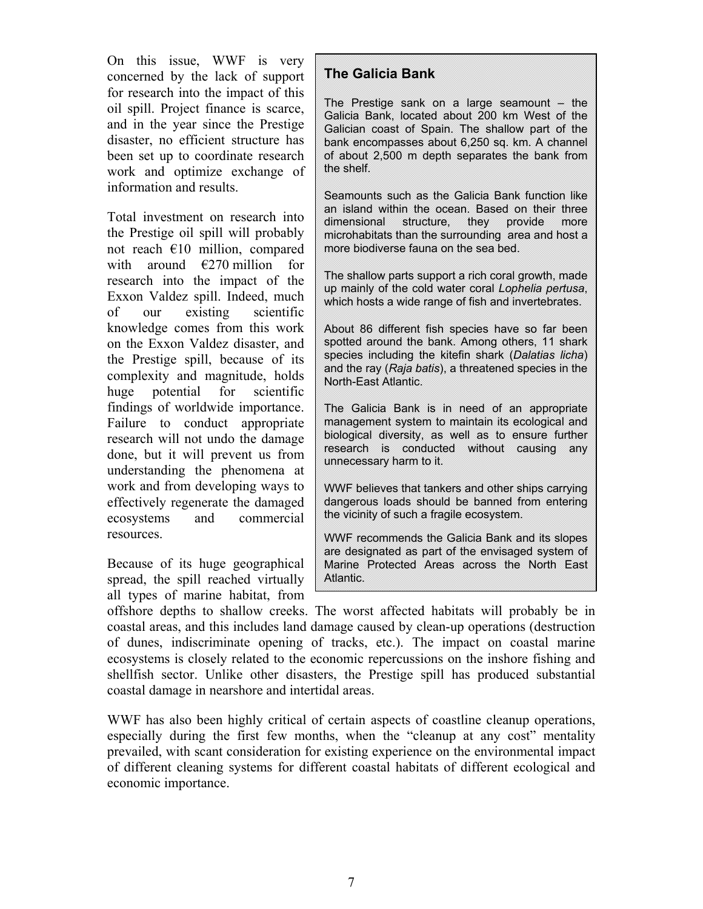On this issue, WWF is very concerned by the lack of support for research into the impact of this oil spill. Project finance is scarce, and in the year since the Prestige disaster, no efficient structure has been set up to coordinate research work and optimize exchange of information and results.

Total investment on research into the Prestige oil spill will probably not reach €10 million, compared with around €270 million for research into the impact of the Exxon Valdez spill. Indeed, much of our existing scientific knowledge comes from this work on the Exxon Valdez disaster, and the Prestige spill, because of its complexity and magnitude, holds huge potential for scientific findings of worldwide importance. Failure to conduct appropriate research will not undo the damage done, but it will prevent us from understanding the phenomena at work and from developing ways to effectively regenerate the damaged ecosystems and commercial resources.

Because of its huge geographical spread, the spill reached virtually all types of marine habitat, from offshore depths to shallow creeks. The worst affected habitats will probably be in coastal areas, and this includes land damage caused by clean-up operations (destruction of dunes, indiscriminate opening of tracks, etc.). The impact on coastal marine ecosystems is closely related to the economic repercussions on the inshore fishing and shellfish sector. Unlike other disasters, the Prestige spill has produced substantial coastal damage in nearshore and intertidal areas.

WWF has also been highly critical of certain aspects of coastline cleanup operations, especially during the first few months, when the "cleanup at any cost" mentality prevailed, with scant consideration for existing experience on the environmental impact of different cleaning systems for different coastal habitats of different ecological and economic importance.

### The Galicia Bank

The Prestige sank on a large seamount – the Galicia Bank, located about 200 km West of the Galician coast of Spain. The shallow part of the bank encompasses about 6,250 sq. km. A channel of about 2,500 m depth separates the bank from the shelf.

Seamounts such as the Galicia Bank function like an island within the ocean. Based on their three dimensional structure, they provide more microhabitats than the surrounding area and host a more biodiverse fauna on the sea bed.

The shallow parts support a rich coral growth, made up mainly of the cold water coral *Lophelia pertusa*, which hosts a wide range of fish and invertebrates.

About 86 different fish species have so far been spotted around the bank. Among others, 11 shark species including the kitefin shark (*Dalatias licha*) and the ray (*Raja batis*), a threatened species in the North-East Atlantic.

The Galicia Bank is in need of an appropriate management system to maintain its ecological and biological diversity, as well as to ensure further research is conducted without causing any unnecessary harm to it.

WWF believes that tankers and other ships carrying dangerous loads should be banned from entering the vicinity of such a fragile ecosystem.

WWF recommends the Galicia Bank and its slopes are designated as part of the envisaged system of Marine Protected Areas across the North East Atlantic.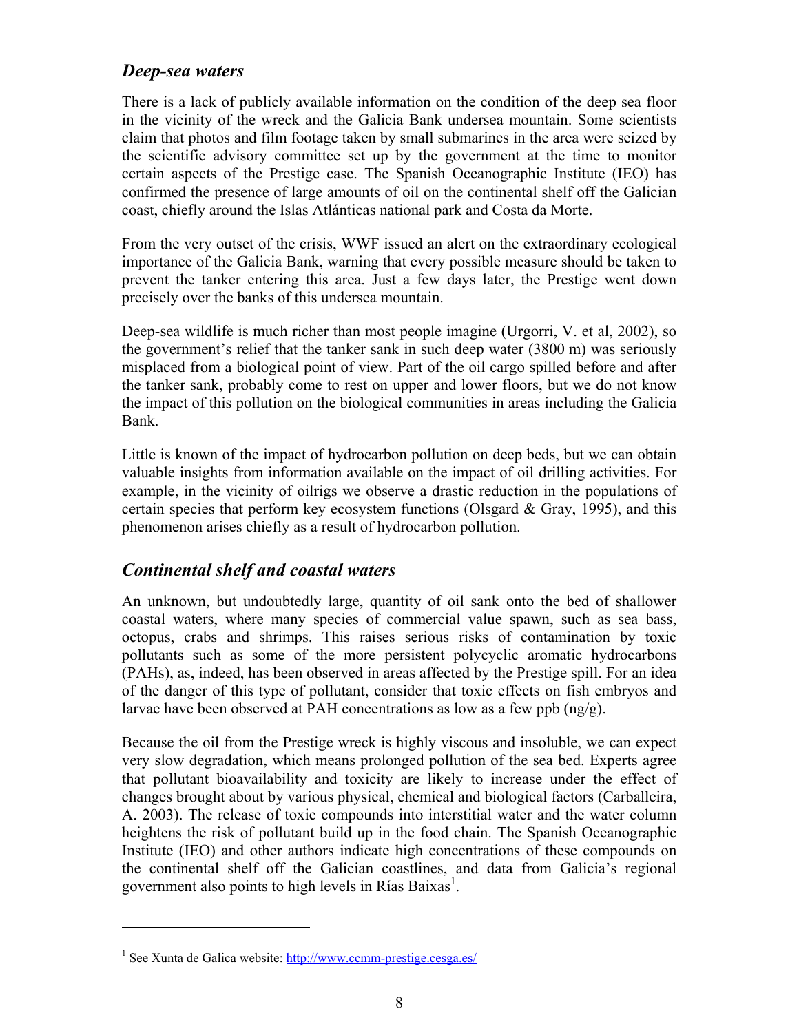## *Deep-sea waters*

There is a lack of publicly available information on the condition of the deep sea floor in the vicinity of the wreck and the Galicia Bank undersea mountain. Some scientists claim that photos and film footage taken by small submarines in the area were seized by the scientific advisory committee set up by the government at the time to monitor certain aspects of the Prestige case. The Spanish Oceanographic Institute (IEO) has confirmed the presence of large amounts of oil on the continental shelf off the Galician coast, chiefly around the Islas Atlánticas national park and Costa da Morte.

From the very outset of the crisis, WWF issued an alert on the extraordinary ecological importance of the Galicia Bank, warning that every possible measure should be taken to prevent the tanker entering this area. Just a few days later, the Prestige went down precisely over the banks of this undersea mountain.

Deep-sea wildlife is much richer than most people imagine (Urgorri, V. et al, 2002), so the government's relief that the tanker sank in such deep water (3800 m) was seriously misplaced from a biological point of view. Part of the oil cargo spilled before and after the tanker sank, probably come to rest on upper and lower floors, but we do not know the impact of this pollution on the biological communities in areas including the Galicia Bank.

Little is known of the impact of hydrocarbon pollution on deep beds, but we can obtain valuable insights from information available on the impact of oil drilling activities. For example, in the vicinity of oilrigs we observe a drastic reduction in the populations of certain species that perform key ecosystem functions (Olsgard & Gray, 1995), and this phenomenon arises chiefly as a result of hydrocarbon pollution.

## *Continental shelf and coastal waters*

An unknown, but undoubtedly large, quantity of oil sank onto the bed of shallower coastal waters, where many species of commercial value spawn, such as sea bass, octopus, crabs and shrimps. This raises serious risks of contamination by toxic pollutants such as some of the more persistent polycyclic aromatic hydrocarbons (PAHs), as, indeed, has been observed in areas affected by the Prestige spill. For an idea of the danger of this type of pollutant, consider that toxic effects on fish embryos and larvae have been observed at PAH concentrations as low as a few ppb (ng/g).

Because the oil from the Prestige wreck is highly viscous and insoluble, we can expect very slow degradation, which means prolonged pollution of the sea bed. Experts agree that pollutant bioavailability and toxicity are likely to increase under the effect of changes brought about by various physical, chemical and biological factors (Carballeira, A. 2003). The release of toxic compounds into interstitial water and the water column heightens the risk of pollutant build up in the food chain. The Spanish Oceanographic Institute (IEO) and other authors indicate high concentrations of these compounds on the continental shelf off the Galician coastlines, and data from Galicia's regional government also points to high levels in Rías Baixas[1].

---

[1] See Xunta de Galica website: http://www.ccmm-prestige.cesga.es/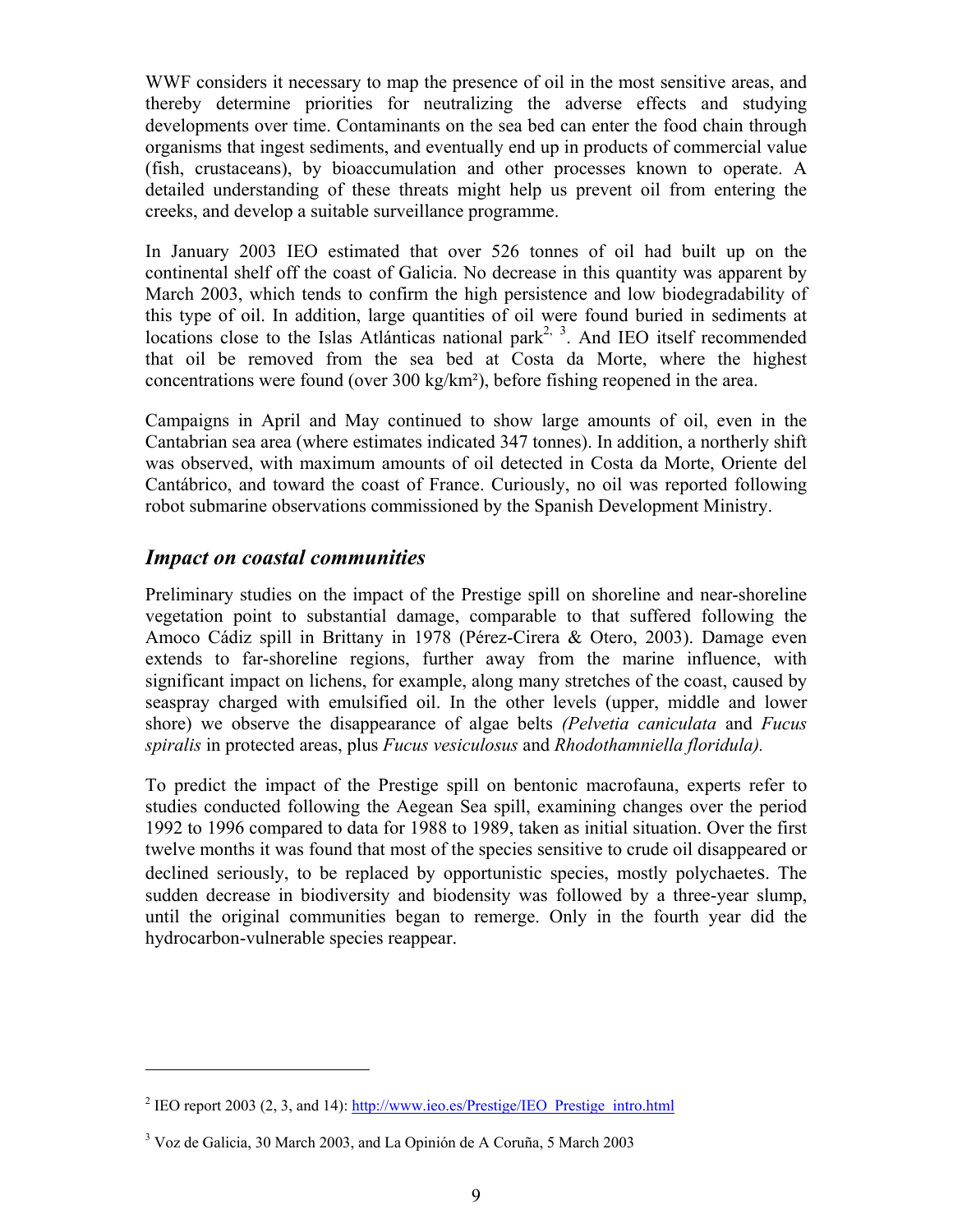WWF considers it necessary to map the presence of oil in the most sensitive areas, and thereby determine priorities for neutralizing the adverse effects and studying developments over time. Contaminants on the sea bed can enter the food chain through organisms that ingest sediments, and eventually end up in products of commercial value (fish, crustaceans), by bioaccumulation and other processes known to operate. A detailed understanding of these threats might help us prevent oil from entering the creeks, and develop a suitable surveillance programme.

In January 2003 IEO estimated that over 526 tonnes of oil had built up on the continental shelf off the coast of Galicia. No decrease in this quantity was apparent by March 2003, which tends to confirm the high persistence and low biodegradability of this type of oil. In addition, large quantities of oil were found buried in sediments at locations close to the Islas Atlánticas national park[2, 3]. And IEO itself recommended that oil be removed from the sea bed at Costa da Morte, where the highest concentrations were found (over 300 kg/km²), before fishing reopened in the area.

Campaigns in April and May continued to show large amounts of oil, even in the Cantabrian sea area (where estimates indicated 347 tonnes). In addition, a northerly shift was observed, with maximum amounts of oil detected in Costa da Morte, Oriente del Cantábrico, and toward the coast of France. Curiously, no oil was reported following robot submarine observations commissioned by the Spanish Development Ministry.

## *Impact on coastal communities*

Preliminary studies on the impact of the Prestige spill on shoreline and near-shoreline vegetation point to substantial damage, comparable to that suffered following the Amoco Cádiz spill in Brittany in 1978 (Pérez-Cirera & Otero, 2003). Damage even extends to far-shoreline regions, further away from the marine influence, with significant impact on lichens, for example, along many stretches of the coast, caused by seaspray charged with emulsified oil. In the other levels (upper, middle and lower shore) we observe the disappearance of algae belts *(Pelvetia caniculata* and *Fucus spiralis* in protected areas, plus *Fucus vesiculosus* and *Rhodothamniella floridula).*

To predict the impact of the Prestige spill on bentonic macrofauna, experts refer to studies conducted following the Aegean Sea spill, examining changes over the period 1992 to 1996 compared to data for 1988 to 1989, taken as initial situation. Over the first twelve months it was found that most of the species sensitive to crude oil disappeared or declined seriously, to be replaced by opportunistic species, mostly polychaetes. The sudden decrease in biodiversity and biodensity was followed by a three-year slump, until the original communities began to remerge. Only in the fourth year did the hydrocarbon-vulnerable species reappear.

---

[2] IEO report 2003 (2, 3, and 14): http://www.ieo.es/Prestige/IEO_Prestige_intro.html

[3] Voz de Galicia, 30 March 2003, and La Opinión de A Coruña, 5 March 2003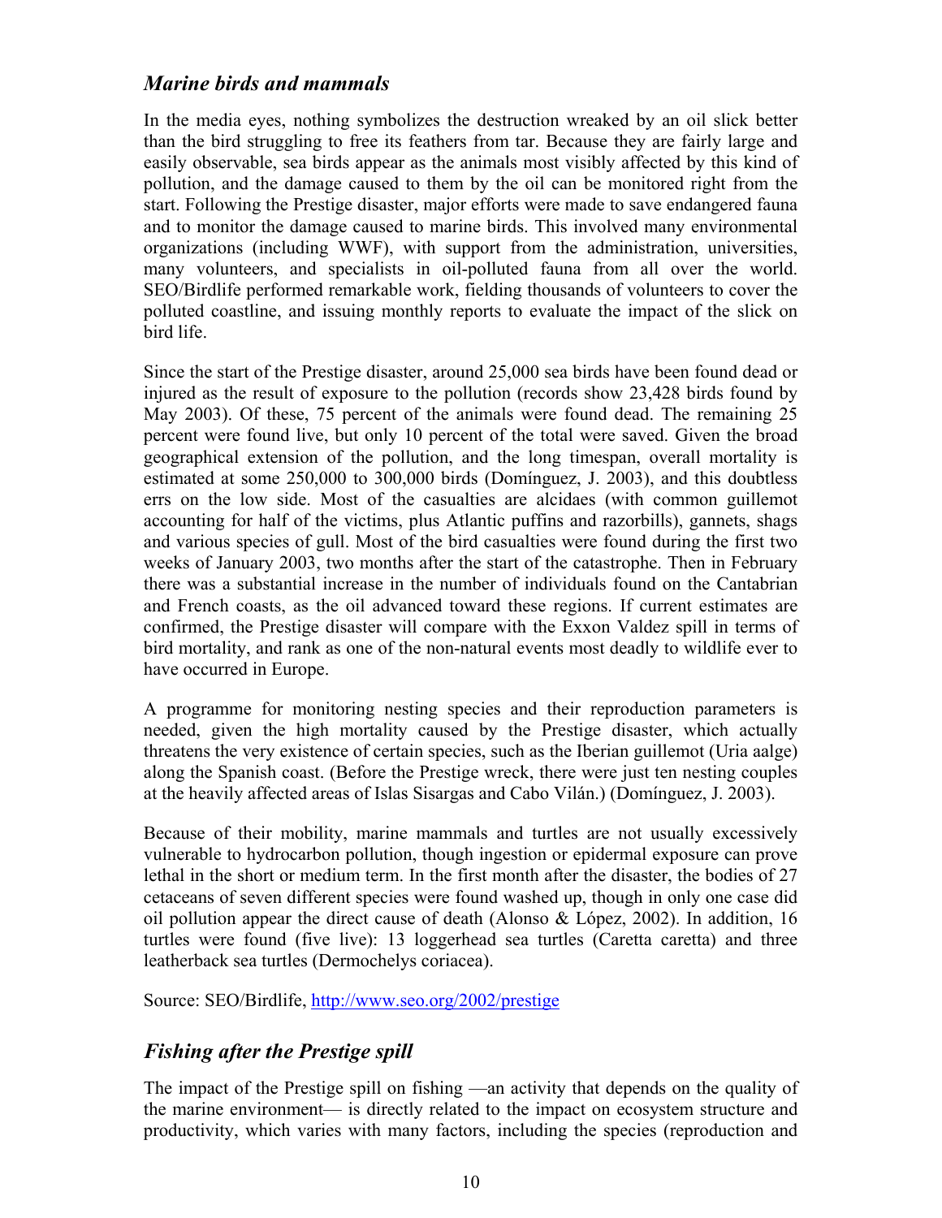## *Marine birds and mammals*

In the media eyes, nothing symbolizes the destruction wreaked by an oil slick better than the bird struggling to free its feathers from tar. Because they are fairly large and easily observable, sea birds appear as the animals most visibly affected by this kind of pollution, and the damage caused to them by the oil can be monitored right from the start. Following the Prestige disaster, major efforts were made to save endangered fauna and to monitor the damage caused to marine birds. This involved many environmental organizations (including WWF), with support from the administration, universities, many volunteers, and specialists in oil-polluted fauna from all over the world. SEO/Birdlife performed remarkable work, fielding thousands of volunteers to cover the polluted coastline, and issuing monthly reports to evaluate the impact of the slick on bird life.

Since the start of the Prestige disaster, around 25,000 sea birds have been found dead or injured as the result of exposure to the pollution (records show 23,428 birds found by May 2003). Of these, 75 percent of the animals were found dead. The remaining 25 percent were found live, but only 10 percent of the total were saved. Given the broad geographical extension of the pollution, and the long timespan, overall mortality is estimated at some 250,000 to 300,000 birds (Domínguez, J. 2003), and this doubtless errs on the low side. Most of the casualties are alcidaes (with common guillemot accounting for half of the victims, plus Atlantic puffins and razorbills), gannets, shags and various species of gull. Most of the bird casualties were found during the first two weeks of January 2003, two months after the start of the catastrophe. Then in February there was a substantial increase in the number of individuals found on the Cantabrian and French coasts, as the oil advanced toward these regions. If current estimates are confirmed, the Prestige disaster will compare with the Exxon Valdez spill in terms of bird mortality, and rank as one of the non-natural events most deadly to wildlife ever to have occurred in Europe.

A programme for monitoring nesting species and their reproduction parameters is needed, given the high mortality caused by the Prestige disaster, which actually threatens the very existence of certain species, such as the Iberian guillemot (Uria aalge) along the Spanish coast. (Before the Prestige wreck, there were just ten nesting couples at the heavily affected areas of Islas Sisargas and Cabo Vilán.) (Domínguez, J. 2003).

Because of their mobility, marine mammals and turtles are not usually excessively vulnerable to hydrocarbon pollution, though ingestion or epidermal exposure can prove lethal in the short or medium term. In the first month after the disaster, the bodies of 27 cetaceans of seven different species were found washed up, though in only one case did oil pollution appear the direct cause of death (Alonso & López, 2002). In addition, 16 turtles were found (five live): 13 loggerhead sea turtles (Caretta caretta) and three leatherback sea turtles (Dermochelys coriacea).

Source: SEO/Birdlife, http://www.seo.org/2002/prestige

## *Fishing after the Prestige spill*

The impact of the Prestige spill on fishing —an activity that depends on the quality of the marine environment— is directly related to the impact on ecosystem structure and productivity, which varies with many factors, including the species (reproduction and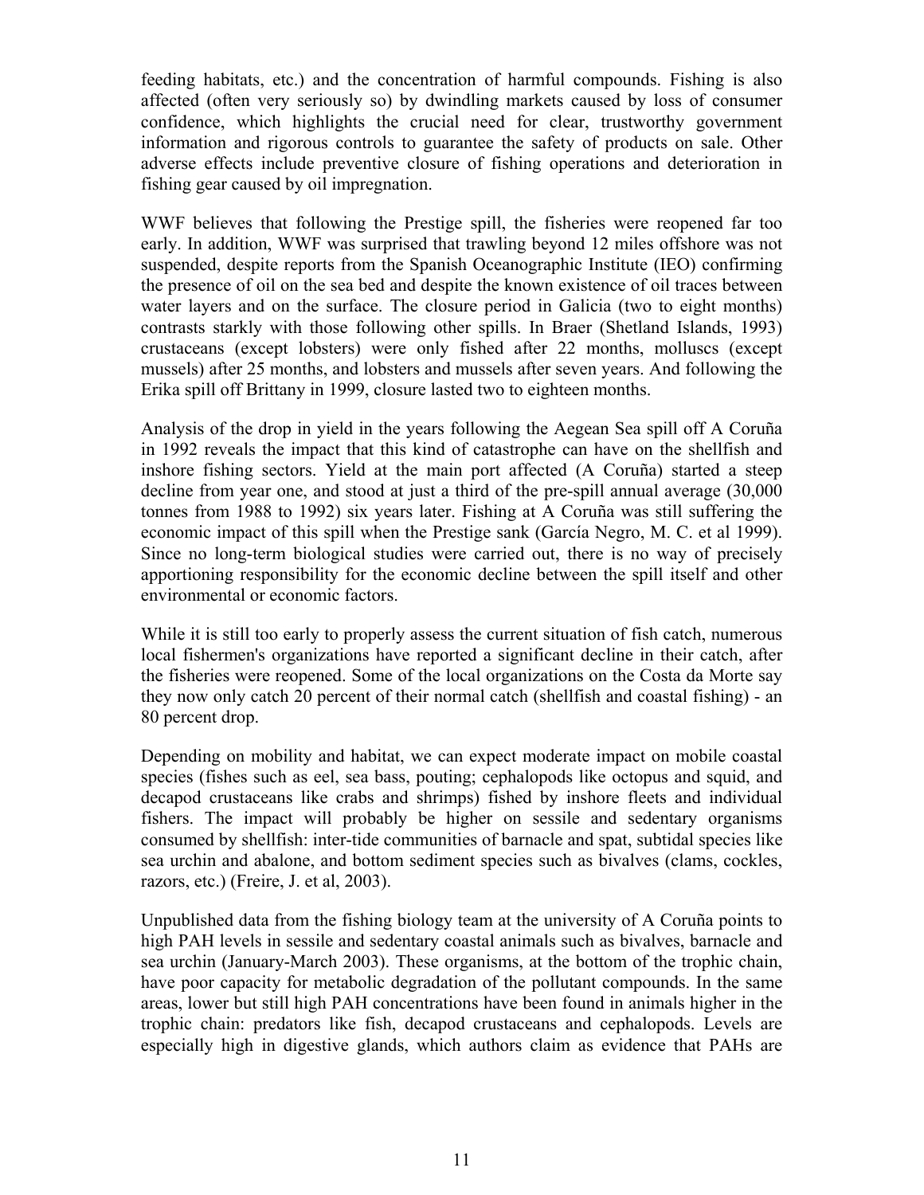feeding habitats, etc.) and the concentration of harmful compounds. Fishing is also affected (often very seriously so) by dwindling markets caused by loss of consumer confidence, which highlights the crucial need for clear, trustworthy government information and rigorous controls to guarantee the safety of products on sale. Other adverse effects include preventive closure of fishing operations and deterioration in fishing gear caused by oil impregnation.

WWF believes that following the Prestige spill, the fisheries were reopened far too early. In addition, WWF was surprised that trawling beyond 12 miles offshore was not suspended, despite reports from the Spanish Oceanographic Institute (IEO) confirming the presence of oil on the sea bed and despite the known existence of oil traces between water layers and on the surface. The closure period in Galicia (two to eight months) contrasts starkly with those following other spills. In Braer (Shetland Islands, 1993) crustaceans (except lobsters) were only fished after 22 months, molluscs (except mussels) after 25 months, and lobsters and mussels after seven years. And following the Erika spill off Brittany in 1999, closure lasted two to eighteen months.

Analysis of the drop in yield in the years following the Aegean Sea spill off A Coruña in 1992 reveals the impact that this kind of catastrophe can have on the shellfish and inshore fishing sectors. Yield at the main port affected (A Coruña) started a steep decline from year one, and stood at just a third of the pre-spill annual average (30,000 tonnes from 1988 to 1992) six years later. Fishing at A Coruña was still suffering the economic impact of this spill when the Prestige sank (García Negro, M. C. et al 1999). Since no long-term biological studies were carried out, there is no way of precisely apportioning responsibility for the economic decline between the spill itself and other environmental or economic factors.

While it is still too early to properly assess the current situation of fish catch, numerous local fishermen's organizations have reported a significant decline in their catch, after the fisheries were reopened. Some of the local organizations on the Costa da Morte say they now only catch 20 percent of their normal catch (shellfish and coastal fishing) - an 80 percent drop.

Depending on mobility and habitat, we can expect moderate impact on mobile coastal species (fishes such as eel, sea bass, pouting; cephalopods like octopus and squid, and decapod crustaceans like crabs and shrimps) fished by inshore fleets and individual fishers. The impact will probably be higher on sessile and sedentary organisms consumed by shellfish: inter-tide communities of barnacle and spat, subtidal species like sea urchin and abalone, and bottom sediment species such as bivalves (clams, cockles, razors, etc.) (Freire, J. et al, 2003).

Unpublished data from the fishing biology team at the university of A Coruña points to high PAH levels in sessile and sedentary coastal animals such as bivalves, barnacle and sea urchin (January-March 2003). These organisms, at the bottom of the trophic chain, have poor capacity for metabolic degradation of the pollutant compounds. In the same areas, lower but still high PAH concentrations have been found in animals higher in the trophic chain: predators like fish, decapod crustaceans and cephalopods. Levels are especially high in digestive glands, which authors claim as evidence that PAHs are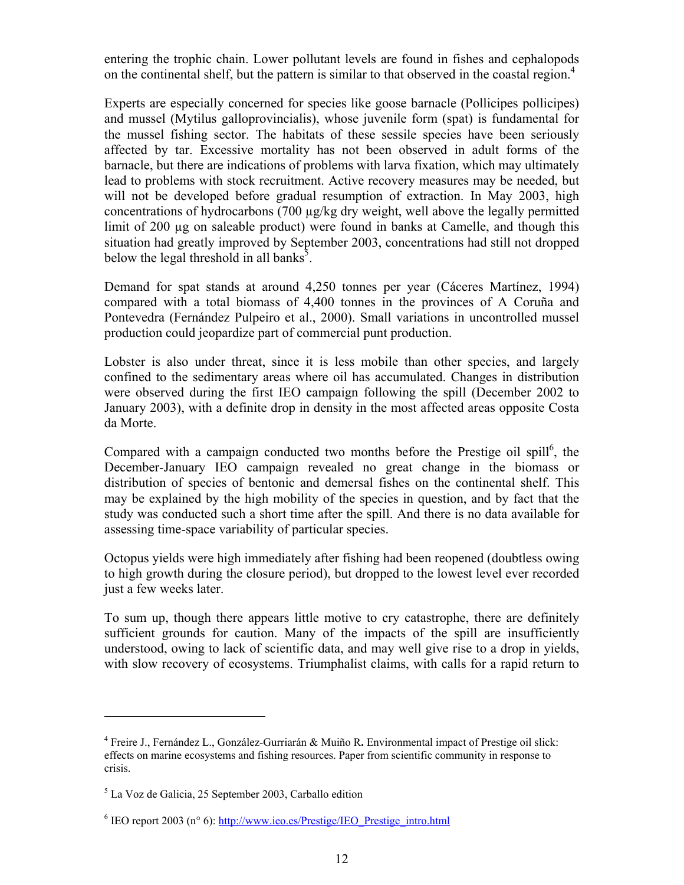entering the trophic chain. Lower pollutant levels are found in fishes and cephalopods on the continental shelf, but the pattern is similar to that observed in the coastal region.[4]

Experts are especially concerned for species like goose barnacle (Pollicipes pollicipes) and mussel (Mytilus galloprovincialis), whose juvenile form (spat) is fundamental for the mussel fishing sector. The habitats of these sessile species have been seriously affected by tar. Excessive mortality has not been observed in adult forms of the barnacle, but there are indications of problems with larva fixation, which may ultimately lead to problems with stock recruitment. Active recovery measures may be needed, but will not be developed before gradual resumption of extraction. In May 2003, high concentrations of hydrocarbons (700 µg/kg dry weight, well above the legally permitted limit of 200 µg on saleable product) were found in banks at Camelle, and though this situation had greatly improved by September 2003, concentrations had still not dropped below the legal threshold in all banks[5].

Demand for spat stands at around 4,250 tonnes per year (Cáceres Martínez, 1994) compared with a total biomass of 4,400 tonnes in the provinces of A Coruña and Pontevedra (Fernández Pulpeiro et al., 2000). Small variations in uncontrolled mussel production could jeopardize part of commercial punt production.

Lobster is also under threat, since it is less mobile than other species, and largely confined to the sedimentary areas where oil has accumulated. Changes in distribution were observed during the first IEO campaign following the spill (December 2002 to January 2003), with a definite drop in density in the most affected areas opposite Costa da Morte.

Compared with a campaign conducted two months before the Prestige oil spill[6], the December-January IEO campaign revealed no great change in the biomass or distribution of species of bentonic and demersal fishes on the continental shelf. This may be explained by the high mobility of the species in question, and by fact that the study was conducted such a short time after the spill. And there is no data available for assessing time-space variability of particular species.

Octopus yields were high immediately after fishing had been reopened (doubtless owing to high growth during the closure period), but dropped to the lowest level ever recorded just a few weeks later.

To sum up, though there appears little motive to cry catastrophe, there are definitely sufficient grounds for caution. Many of the impacts of the spill are insufficiently understood, owing to lack of scientific data, and may well give rise to a drop in yields, with slow recovery of ecosystems. Triumphalist claims, with calls for a rapid return to

---

[4] Freire J., Fernández L., González-Gurriarán & Muiño R**.** Environmental impact of Prestige oil slick: effects on marine ecosystems and fishing resources. Paper from scientific community in response to crisis.

[5] La Voz de Galicia, 25 September 2003, Carballo edition

[6] IEO report 2003 (n° 6): http://www.ieo.es/Prestige/IEO_Prestige_intro.html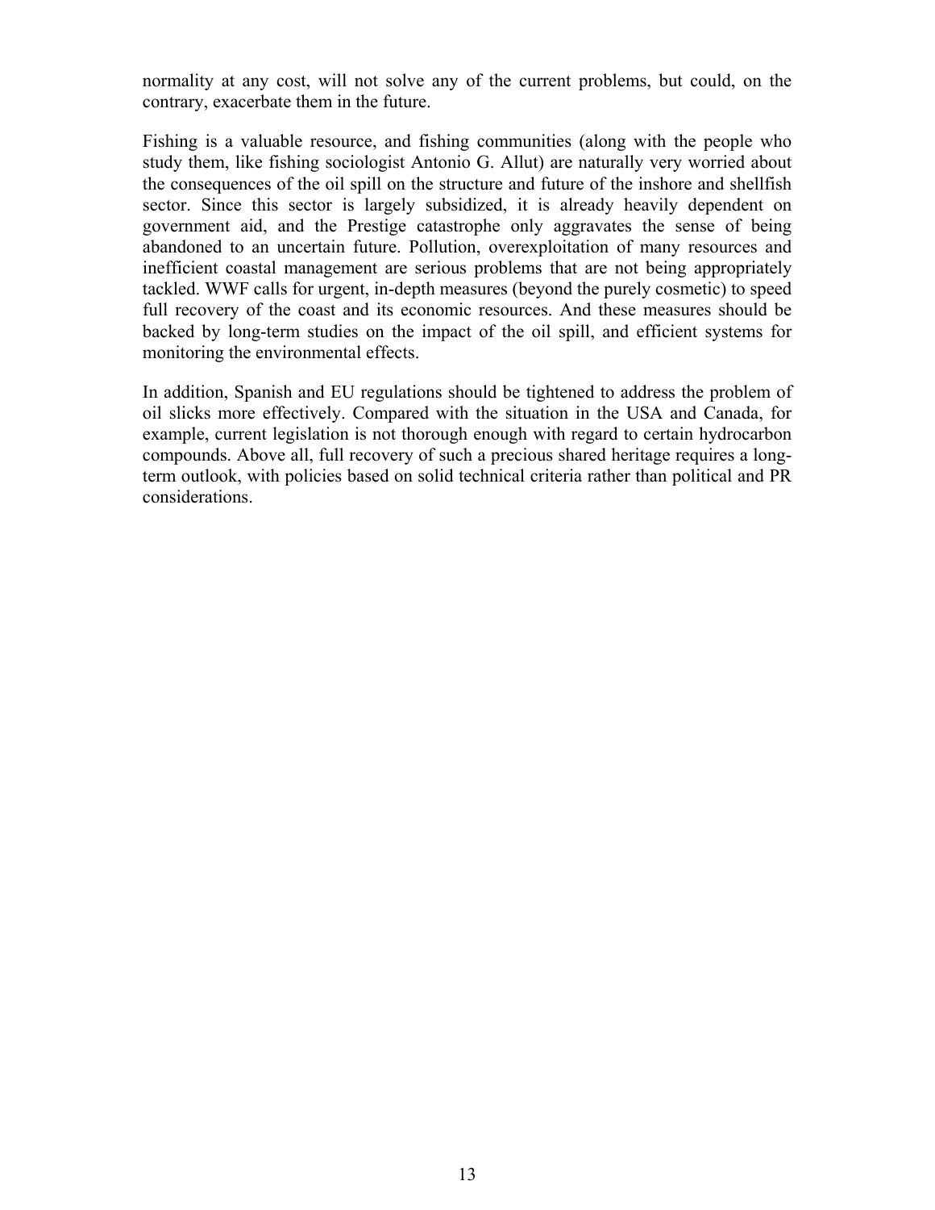normality at any cost, will not solve any of the current problems, but could, on the contrary, exacerbate them in the future.

Fishing is a valuable resource, and fishing communities (along with the people who study them, like fishing sociologist Antonio G. Allut) are naturally very worried about the consequences of the oil spill on the structure and future of the inshore and shellfish sector. Since this sector is largely subsidized, it is already heavily dependent on government aid, and the Prestige catastrophe only aggravates the sense of being abandoned to an uncertain future. Pollution, overexploitation of many resources and inefficient coastal management are serious problems that are not being appropriately tackled. WWF calls for urgent, in-depth measures (beyond the purely cosmetic) to speed full recovery of the coast and its economic resources. And these measures should be backed by long-term studies on the impact of the oil spill, and efficient systems for monitoring the environmental effects.

In addition, Spanish and EU regulations should be tightened to address the problem of oil slicks more effectively. Compared with the situation in the USA and Canada, for example, current legislation is not thorough enough with regard to certain hydrocarbon compounds. Above all, full recovery of such a precious shared heritage requires a long-term outlook, with policies based on solid technical criteria rather than political and PR considerations.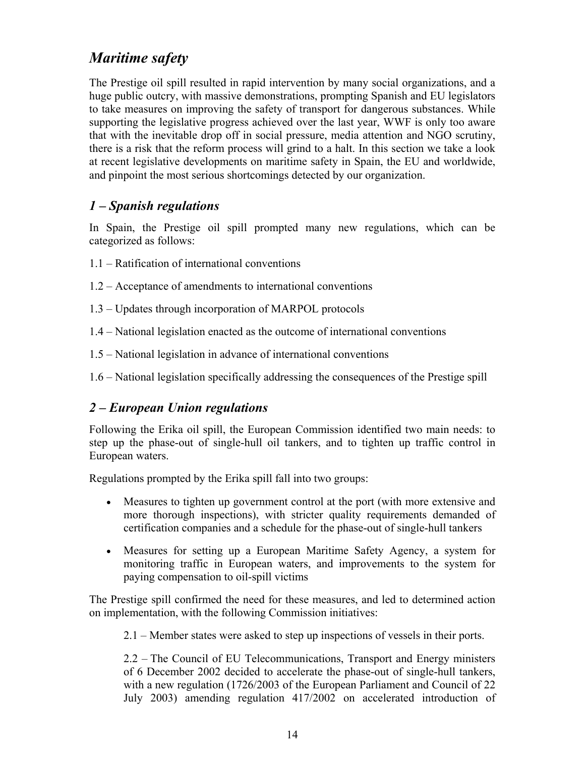# *Maritime safety*

The Prestige oil spill resulted in rapid intervention by many social organizations, and a huge public outcry, with massive demonstrations, prompting Spanish and EU legislators to take measures on improving the safety of transport for dangerous substances. While supporting the legislative progress achieved over the last year, WWF is only too aware that with the inevitable drop off in social pressure, media attention and NGO scrutiny, there is a risk that the reform process will grind to a halt. In this section we take a look at recent legislative developments on maritime safety in Spain, the EU and worldwide, and pinpoint the most serious shortcomings detected by our organization.

## *1 – Spanish regulations*

In Spain, the Prestige oil spill prompted many new regulations, which can be categorized as follows:

1.1 – Ratification of international conventions

1.2 – Acceptance of amendments to international conventions

1.3 – Updates through incorporation of MARPOL protocols

1.4 – National legislation enacted as the outcome of international conventions

1.5 – National legislation in advance of international conventions

1.6 – National legislation specifically addressing the consequences of the Prestige spill

## *2 – European Union regulations*

Following the Erika oil spill, the European Commission identified two main needs: to step up the phase-out of single-hull oil tankers, and to tighten up traffic control in European waters.

Regulations prompted by the Erika spill fall into two groups:

- Measures to tighten up government control at the port (with more extensive and more thorough inspections), with stricter quality requirements demanded of certification companies and a schedule for the phase-out of single-hull tankers
- Measures for setting up a European Maritime Safety Agency, a system for monitoring traffic in European waters, and improvements to the system for paying compensation to oil-spill victims

The Prestige spill confirmed the need for these measures, and led to determined action on implementation, with the following Commission initiatives:

2.1 – Member states were asked to step up inspections of vessels in their ports.

2.2 – The Council of EU Telecommunications, Transport and Energy ministers of 6 December 2002 decided to accelerate the phase-out of single-hull tankers, with a new regulation (1726/2003 of the European Parliament and Council of 22 July 2003) amending regulation 417/2002 on accelerated introduction of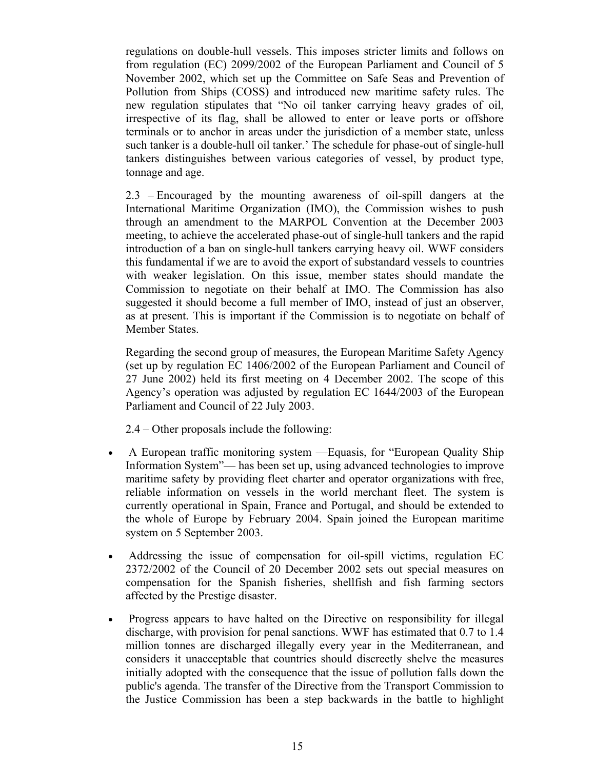regulations on double-hull vessels. This imposes stricter limits and follows on from regulation (EC) 2099/2002 of the European Parliament and Council of 5 November 2002, which set up the Committee on Safe Seas and Prevention of Pollution from Ships (COSS) and introduced new maritime safety rules. The new regulation stipulates that "No oil tanker carrying heavy grades of oil, irrespective of its flag, shall be allowed to enter or leave ports or offshore terminals or to anchor in areas under the jurisdiction of a member state, unless such tanker is a double-hull oil tanker.' The schedule for phase-out of single-hull tankers distinguishes between various categories of vessel, by product type, tonnage and age.

2.3 – Encouraged by the mounting awareness of oil-spill dangers at the International Maritime Organization (IMO), the Commission wishes to push through an amendment to the MARPOL Convention at the December 2003 meeting, to achieve the accelerated phase-out of single-hull tankers and the rapid introduction of a ban on single-hull tankers carrying heavy oil. WWF considers this fundamental if we are to avoid the export of substandard vessels to countries with weaker legislation. On this issue, member states should mandate the Commission to negotiate on their behalf at IMO. The Commission has also suggested it should become a full member of IMO, instead of just an observer, as at present. This is important if the Commission is to negotiate on behalf of Member States.

Regarding the second group of measures, the European Maritime Safety Agency (set up by regulation EC 1406/2002 of the European Parliament and Council of 27 June 2002) held its first meeting on 4 December 2002. The scope of this Agency's operation was adjusted by regulation EC 1644/2003 of the European Parliament and Council of 22 July 2003.

2.4 – Other proposals include the following:

- A European traffic monitoring system —Equasis, for "European Quality Ship Information System"— has been set up, using advanced technologies to improve maritime safety by providing fleet charter and operator organizations with free, reliable information on vessels in the world merchant fleet. The system is currently operational in Spain, France and Portugal, and should be extended to the whole of Europe by February 2004. Spain joined the European maritime system on 5 September 2003.
- Addressing the issue of compensation for oil-spill victims, regulation EC 2372/2002 of the Council of 20 December 2002 sets out special measures on compensation for the Spanish fisheries, shellfish and fish farming sectors affected by the Prestige disaster.
- Progress appears to have halted on the Directive on responsibility for illegal discharge, with provision for penal sanctions. WWF has estimated that 0.7 to 1.4 million tonnes are discharged illegally every year in the Mediterranean, and considers it unacceptable that countries should discreetly shelve the measures initially adopted with the consequence that the issue of pollution falls down the public's agenda. The transfer of the Directive from the Transport Commission to the Justice Commission has been a step backwards in the battle to highlight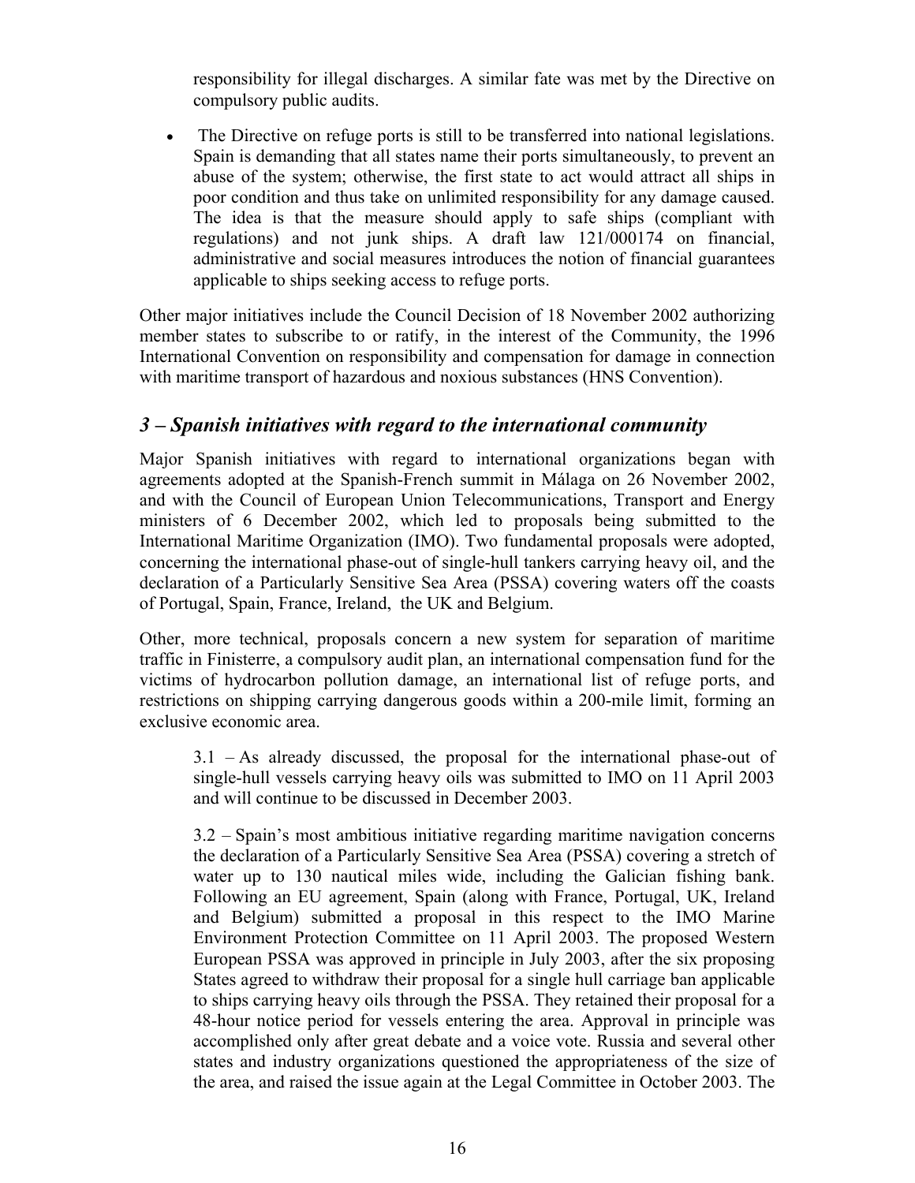responsibility for illegal discharges. A similar fate was met by the Directive on compulsory public audits.

- The Directive on refuge ports is still to be transferred into national legislations. Spain is demanding that all states name their ports simultaneously, to prevent an abuse of the system; otherwise, the first state to act would attract all ships in poor condition and thus take on unlimited responsibility for any damage caused. The idea is that the measure should apply to safe ships (compliant with regulations) and not junk ships. A draft law 121/000174 on financial, administrative and social measures introduces the notion of financial guarantees applicable to ships seeking access to refuge ports.

Other major initiatives include the Council Decision of 18 November 2002 authorizing member states to subscribe to or ratify, in the interest of the Community, the 1996 International Convention on responsibility and compensation for damage in connection with maritime transport of hazardous and noxious substances (HNS Convention).

## *3 – Spanish initiatives with regard to the international community*

Major Spanish initiatives with regard to international organizations began with agreements adopted at the Spanish-French summit in Málaga on 26 November 2002, and with the Council of European Union Telecommunications, Transport and Energy ministers of 6 December 2002, which led to proposals being submitted to the International Maritime Organization (IMO). Two fundamental proposals were adopted, concerning the international phase-out of single-hull tankers carrying heavy oil, and the declaration of a Particularly Sensitive Sea Area (PSSA) covering waters off the coasts of Portugal, Spain, France, Ireland, the UK and Belgium.

Other, more technical, proposals concern a new system for separation of maritime traffic in Finisterre, a compulsory audit plan, an international compensation fund for the victims of hydrocarbon pollution damage, an international list of refuge ports, and restrictions on shipping carrying dangerous goods within a 200-mile limit, forming an exclusive economic area.

> 3.1 – As already discussed, the proposal for the international phase-out of single-hull vessels carrying heavy oils was submitted to IMO on 11 April 2003 and will continue to be discussed in December 2003.
>
> 3.2 – Spain's most ambitious initiative regarding maritime navigation concerns the declaration of a Particularly Sensitive Sea Area (PSSA) covering a stretch of water up to 130 nautical miles wide, including the Galician fishing bank. Following an EU agreement, Spain (along with France, Portugal, UK, Ireland and Belgium) submitted a proposal in this respect to the IMO Marine Environment Protection Committee on 11 April 2003. The proposed Western European PSSA was approved in principle in July 2003, after the six proposing States agreed to withdraw their proposal for a single hull carriage ban applicable to ships carrying heavy oils through the PSSA. They retained their proposal for a 48-hour notice period for vessels entering the area. Approval in principle was accomplished only after great debate and a voice vote. Russia and several other states and industry organizations questioned the appropriateness of the size of the area, and raised the issue again at the Legal Committee in October 2003. The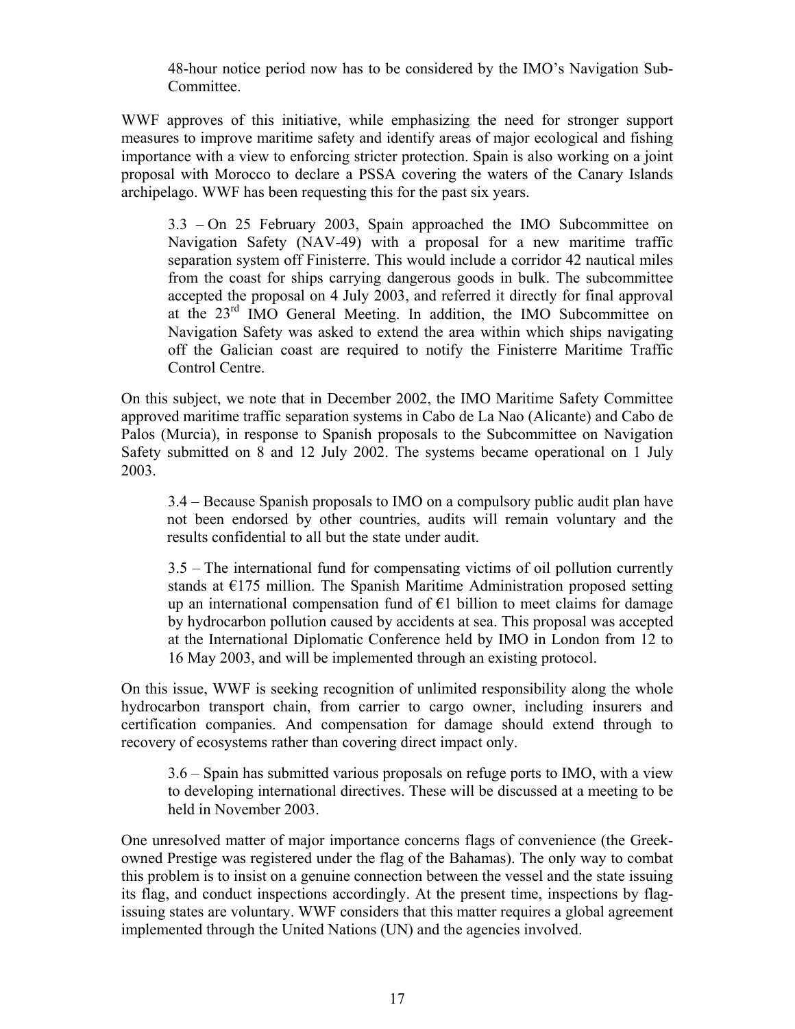48-hour notice period now has to be considered by the IMO's Navigation Sub-Committee.

WWF approves of this initiative, while emphasizing the need for stronger support measures to improve maritime safety and identify areas of major ecological and fishing importance with a view to enforcing stricter protection. Spain is also working on a joint proposal with Morocco to declare a PSSA covering the waters of the Canary Islands archipelago. WWF has been requesting this for the past six years.

3.3 – On 25 February 2003, Spain approached the IMO Subcommittee on Navigation Safety (NAV-49) with a proposal for a new maritime traffic separation system off Finisterre. This would include a corridor 42 nautical miles from the coast for ships carrying dangerous goods in bulk. The subcommittee accepted the proposal on 4 July 2003, and referred it directly for final approval at the 23rd IMO General Meeting. In addition, the IMO Subcommittee on Navigation Safety was asked to extend the area within which ships navigating off the Galician coast are required to notify the Finisterre Maritime Traffic Control Centre.

On this subject, we note that in December 2002, the IMO Maritime Safety Committee approved maritime traffic separation systems in Cabo de La Nao (Alicante) and Cabo de Palos (Murcia), in response to Spanish proposals to the Subcommittee on Navigation Safety submitted on 8 and 12 July 2002. The systems became operational on 1 July 2003.

3.4 – Because Spanish proposals to IMO on a compulsory public audit plan have not been endorsed by other countries, audits will remain voluntary and the results confidential to all but the state under audit.

3.5 – The international fund for compensating victims of oil pollution currently stands at €175 million. The Spanish Maritime Administration proposed setting up an international compensation fund of €1 billion to meet claims for damage by hydrocarbon pollution caused by accidents at sea. This proposal was accepted at the International Diplomatic Conference held by IMO in London from 12 to 16 May 2003, and will be implemented through an existing protocol.

On this issue, WWF is seeking recognition of unlimited responsibility along the whole hydrocarbon transport chain, from carrier to cargo owner, including insurers and certification companies. And compensation for damage should extend through to recovery of ecosystems rather than covering direct impact only.

3.6 – Spain has submitted various proposals on refuge ports to IMO, with a view to developing international directives. These will be discussed at a meeting to be held in November 2003.

One unresolved matter of major importance concerns flags of convenience (the Greek-owned Prestige was registered under the flag of the Bahamas). The only way to combat this problem is to insist on a genuine connection between the vessel and the state issuing its flag, and conduct inspections accordingly. At the present time, inspections by flag-issuing states are voluntary. WWF considers that this matter requires a global agreement implemented through the United Nations (UN) and the agencies involved.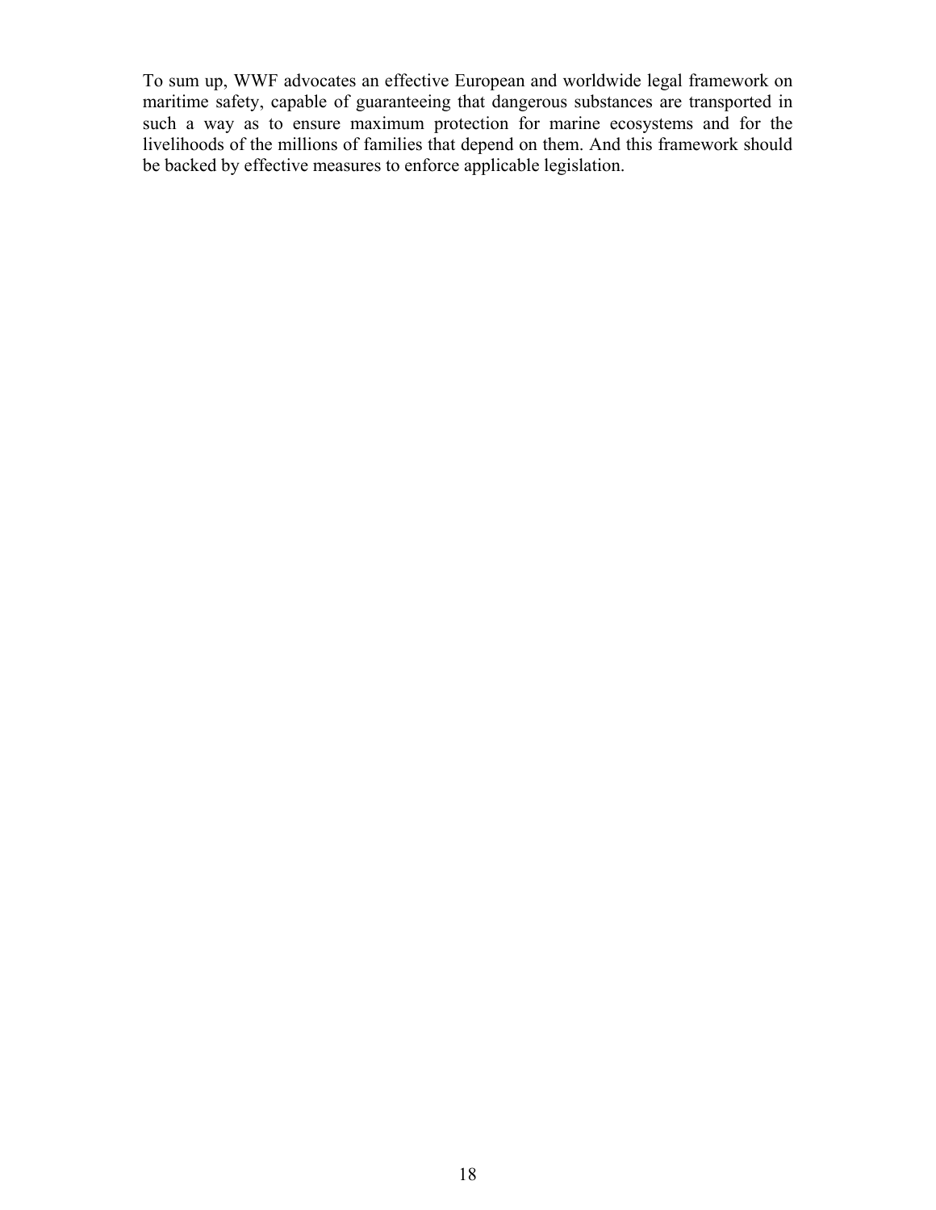To sum up, WWF advocates an effective European and worldwide legal framework on maritime safety, capable of guaranteeing that dangerous substances are transported in such a way as to ensure maximum protection for marine ecosystems and for the livelihoods of the millions of families that depend on them. And this framework should be backed by effective measures to enforce applicable legislation.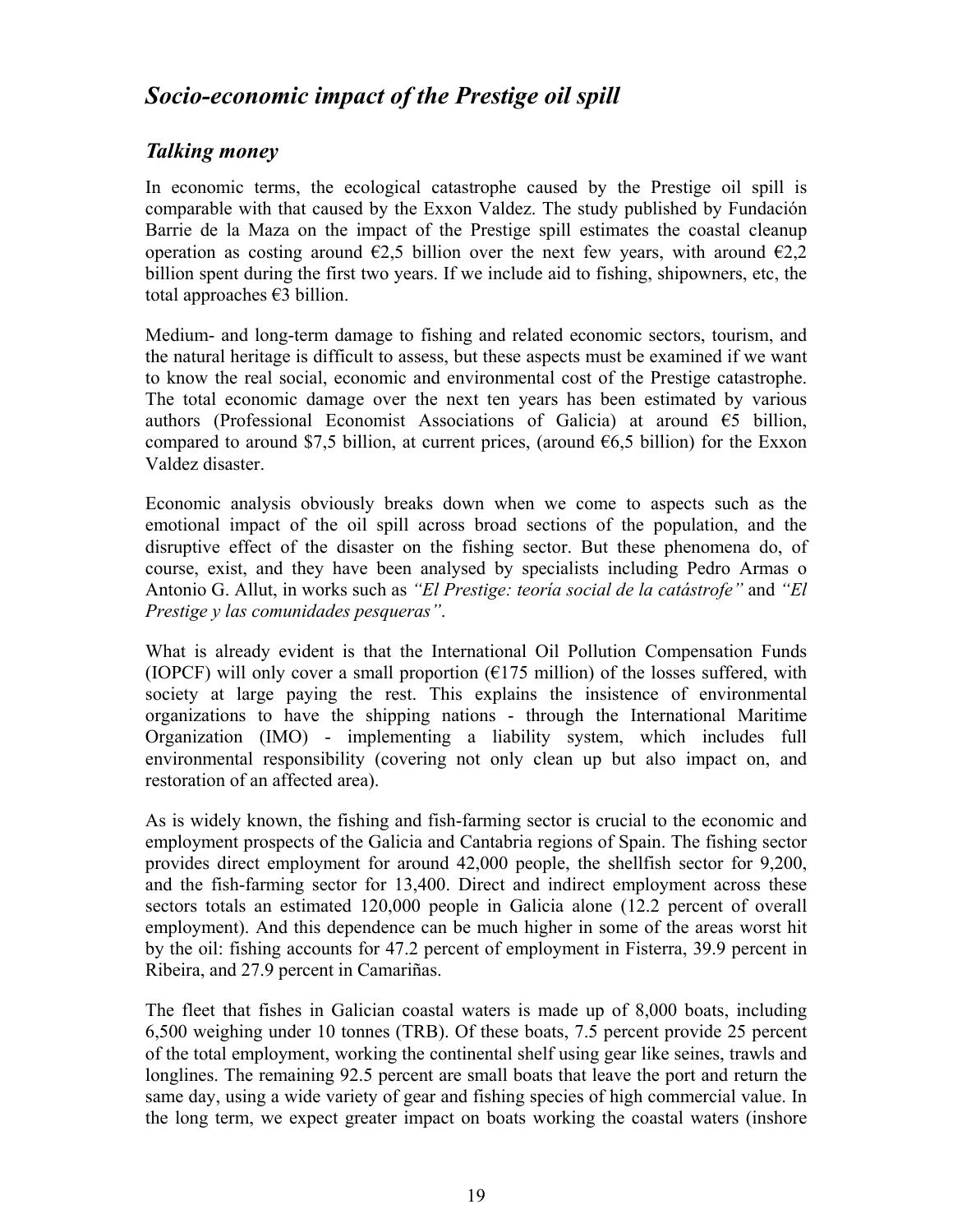## *Socio-economic impact of the Prestige oil spill*

### *Talking money*

In economic terms, the ecological catastrophe caused by the Prestige oil spill is comparable with that caused by the Exxon Valdez. The study published by Fundación Barrie de la Maza on the impact of the Prestige spill estimates the coastal cleanup operation as costing around €2,5 billion over the next few years, with around €2,2 billion spent during the first two years. If we include aid to fishing, shipowners, etc, the total approaches €3 billion.

Medium- and long-term damage to fishing and related economic sectors, tourism, and the natural heritage is difficult to assess, but these aspects must be examined if we want to know the real social, economic and environmental cost of the Prestige catastrophe. The total economic damage over the next ten years has been estimated by various authors (Professional Economist Associations of Galicia) at around €5 billion, compared to around $7,5 billion, at current prices, (around €6,5 billion) for the Exxon Valdez disaster.

Economic analysis obviously breaks down when we come to aspects such as the emotional impact of the oil spill across broad sections of the population, and the disruptive effect of the disaster on the fishing sector. But these phenomena do, of course, exist, and they have been analysed by specialists including Pedro Armas o Antonio G. Allut, in works such as *"El Prestige: teoría social de la catástrofe"* and *"El Prestige y las comunidades pesqueras"*.

What is already evident is that the International Oil Pollution Compensation Funds (IOPCF) will only cover a small proportion (€175 million) of the losses suffered, with society at large paying the rest. This explains the insistence of environmental organizations to have the shipping nations - through the International Maritime Organization (IMO) - implementing a liability system, which includes full environmental responsibility (covering not only clean up but also impact on, and restoration of an affected area).

As is widely known, the fishing and fish-farming sector is crucial to the economic and employment prospects of the Galicia and Cantabria regions of Spain. The fishing sector provides direct employment for around 42,000 people, the shellfish sector for 9,200, and the fish-farming sector for 13,400. Direct and indirect employment across these sectors totals an estimated 120,000 people in Galicia alone (12.2 percent of overall employment). And this dependence can be much higher in some of the areas worst hit by the oil: fishing accounts for 47.2 percent of employment in Fisterra, 39.9 percent in Ribeira, and 27.9 percent in Camariñas.

The fleet that fishes in Galician coastal waters is made up of 8,000 boats, including 6,500 weighing under 10 tonnes (TRB). Of these boats, 7.5 percent provide 25 percent of the total employment, working the continental shelf using gear like seines, trawls and longlines. The remaining 92.5 percent are small boats that leave the port and return the same day, using a wide variety of gear and fishing species of high commercial value. In the long term, we expect greater impact on boats working the coastal waters (inshore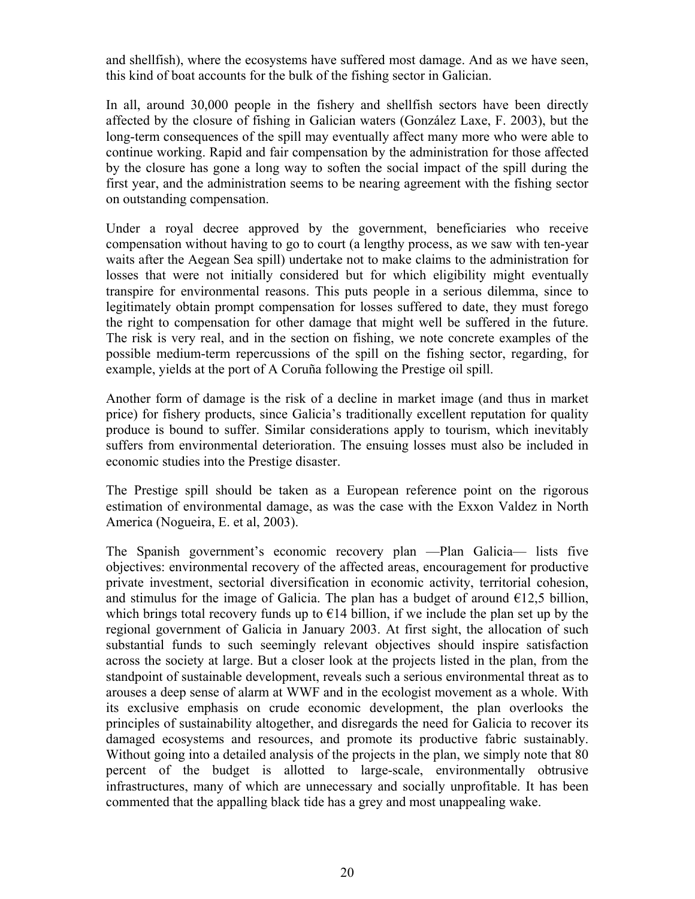and shellfish), where the ecosystems have suffered most damage. And as we have seen, this kind of boat accounts for the bulk of the fishing sector in Galician.

In all, around 30,000 people in the fishery and shellfish sectors have been directly affected by the closure of fishing in Galician waters (González Laxe, F. 2003), but the long-term consequences of the spill may eventually affect many more who were able to continue working. Rapid and fair compensation by the administration for those affected by the closure has gone a long way to soften the social impact of the spill during the first year, and the administration seems to be nearing agreement with the fishing sector on outstanding compensation.

Under a royal decree approved by the government, beneficiaries who receive compensation without having to go to court (a lengthy process, as we saw with ten-year waits after the Aegean Sea spill) undertake not to make claims to the administration for losses that were not initially considered but for which eligibility might eventually transpire for environmental reasons. This puts people in a serious dilemma, since to legitimately obtain prompt compensation for losses suffered to date, they must forego the right to compensation for other damage that might well be suffered in the future. The risk is very real, and in the section on fishing, we note concrete examples of the possible medium-term repercussions of the spill on the fishing sector, regarding, for example, yields at the port of A Coruña following the Prestige oil spill.

Another form of damage is the risk of a decline in market image (and thus in market price) for fishery products, since Galicia's traditionally excellent reputation for quality produce is bound to suffer. Similar considerations apply to tourism, which inevitably suffers from environmental deterioration. The ensuing losses must also be included in economic studies into the Prestige disaster.

The Prestige spill should be taken as a European reference point on the rigorous estimation of environmental damage, as was the case with the Exxon Valdez in North America (Nogueira, E. et al, 2003).

The Spanish government's economic recovery plan —Plan Galicia— lists five objectives: environmental recovery of the affected areas, encouragement for productive private investment, sectorial diversification in economic activity, territorial cohesion, and stimulus for the image of Galicia. The plan has a budget of around €12,5 billion, which brings total recovery funds up to €14 billion, if we include the plan set up by the regional government of Galicia in January 2003. At first sight, the allocation of such substantial funds to such seemingly relevant objectives should inspire satisfaction across the society at large. But a closer look at the projects listed in the plan, from the standpoint of sustainable development, reveals such a serious environmental threat as to arouses a deep sense of alarm at WWF and in the ecologist movement as a whole. With its exclusive emphasis on crude economic development, the plan overlooks the principles of sustainability altogether, and disregards the need for Galicia to recover its damaged ecosystems and resources, and promote its productive fabric sustainably. Without going into a detailed analysis of the projects in the plan, we simply note that 80 percent of the budget is allotted to large-scale, environmentally obtrusive infrastructures, many of which are unnecessary and socially unprofitable. It has been commented that the appalling black tide has a grey and most unappealing wake.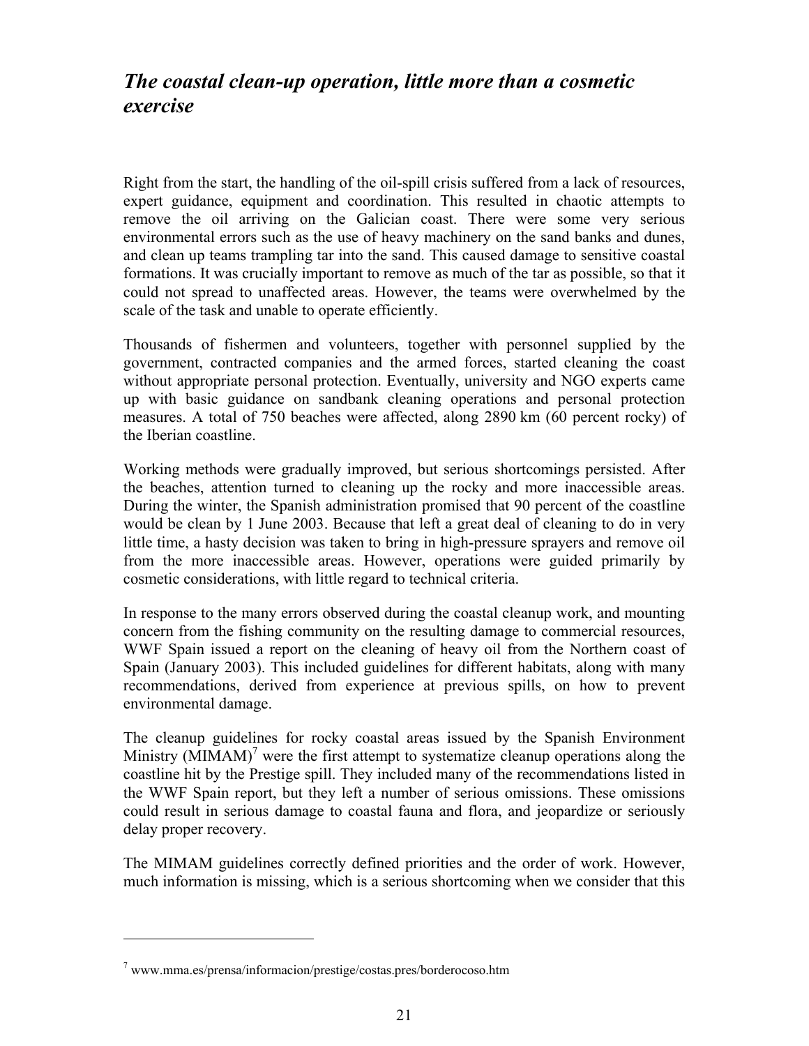## *The coastal clean-up operation, little more than a cosmetic exercise*

Right from the start, the handling of the oil-spill crisis suffered from a lack of resources, expert guidance, equipment and coordination. This resulted in chaotic attempts to remove the oil arriving on the Galician coast. There were some very serious environmental errors such as the use of heavy machinery on the sand banks and dunes, and clean up teams trampling tar into the sand. This caused damage to sensitive coastal formations. It was crucially important to remove as much of the tar as possible, so that it could not spread to unaffected areas. However, the teams were overwhelmed by the scale of the task and unable to operate efficiently.

Thousands of fishermen and volunteers, together with personnel supplied by the government, contracted companies and the armed forces, started cleaning the coast without appropriate personal protection. Eventually, university and NGO experts came up with basic guidance on sandbank cleaning operations and personal protection measures. A total of 750 beaches were affected, along 2890 km (60 percent rocky) of the Iberian coastline.

Working methods were gradually improved, but serious shortcomings persisted. After the beaches, attention turned to cleaning up the rocky and more inaccessible areas. During the winter, the Spanish administration promised that 90 percent of the coastline would be clean by 1 June 2003. Because that left a great deal of cleaning to do in very little time, a hasty decision was taken to bring in high-pressure sprayers and remove oil from the more inaccessible areas. However, operations were guided primarily by cosmetic considerations, with little regard to technical criteria.

In response to the many errors observed during the coastal cleanup work, and mounting concern from the fishing community on the resulting damage to commercial resources, WWF Spain issued a report on the cleaning of heavy oil from the Northern coast of Spain (January 2003). This included guidelines for different habitats, along with many recommendations, derived from experience at previous spills, on how to prevent environmental damage.

The cleanup guidelines for rocky coastal areas issued by the Spanish Environment Ministry (MIMAM)[7] were the first attempt to systematize cleanup operations along the coastline hit by the Prestige spill. They included many of the recommendations listed in the WWF Spain report, but they left a number of serious omissions. These omissions could result in serious damage to coastal fauna and flora, and jeopardize or seriously delay proper recovery.

The MIMAM guidelines correctly defined priorities and the order of work. However, much information is missing, which is a serious shortcoming when we consider that this

---

[7] www.mma.es/prensa/informacion/prestige/costas.pres/borderocoso.htm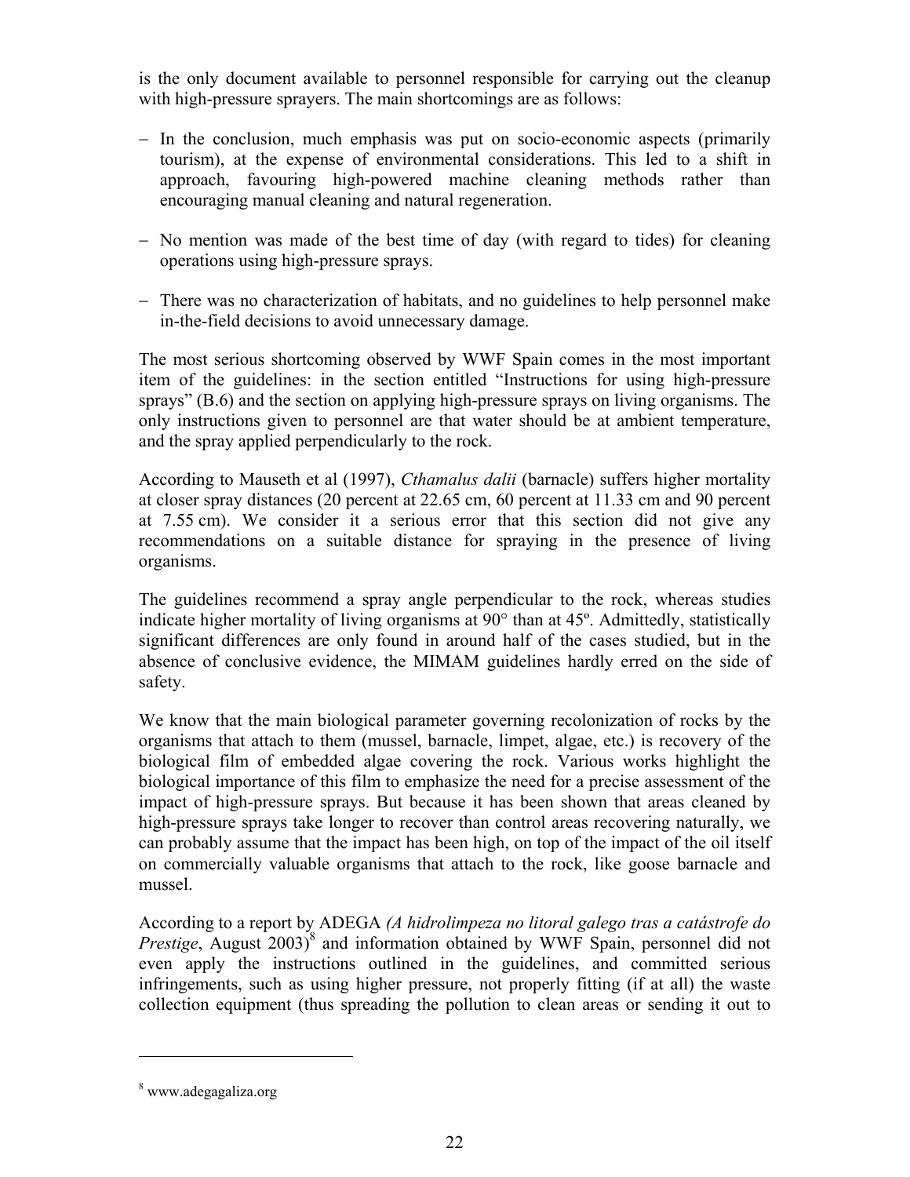is the only document available to personnel responsible for carrying out the cleanup with high-pressure sprayers. The main shortcomings are as follows:

- In the conclusion, much emphasis was put on socio-economic aspects (primarily tourism), at the expense of environmental considerations. This led to a shift in approach, favouring high-powered machine cleaning methods rather than encouraging manual cleaning and natural regeneration.

- No mention was made of the best time of day (with regard to tides) for cleaning operations using high-pressure sprays.

- There was no characterization of habitats, and no guidelines to help personnel make in-the-field decisions to avoid unnecessary damage.

The most serious shortcoming observed by WWF Spain comes in the most important item of the guidelines: in the section entitled "Instructions for using high-pressure sprays" (B.6) and the section on applying high-pressure sprays on living organisms. The only instructions given to personnel are that water should be at ambient temperature, and the spray applied perpendicularly to the rock.

According to Mauseth et al (1997), *Cthamalus dalii* (barnacle) suffers higher mortality at closer spray distances (20 percent at 22.65 cm, 60 percent at 11.33 cm and 90 percent at 7.55 cm). We consider it a serious error that this section did not give any recommendations on a suitable distance for spraying in the presence of living organisms.

The guidelines recommend a spray angle perpendicular to the rock, whereas studies indicate higher mortality of living organisms at 90° than at 45º. Admittedly, statistically significant differences are only found in around half of the cases studied, but in the absence of conclusive evidence, the MIMAM guidelines hardly erred on the side of safety.

We know that the main biological parameter governing recolonization of rocks by the organisms that attach to them (mussel, barnacle, limpet, algae, etc.) is recovery of the biological film of embedded algae covering the rock. Various works highlight the biological importance of this film to emphasize the need for a precise assessment of the impact of high-pressure sprays. But because it has been shown that areas cleaned by high-pressure sprays take longer to recover than control areas recovering naturally, we can probably assume that the impact has been high, on top of the impact of the oil itself on commercially valuable organisms that attach to the rock, like goose barnacle and mussel.

According to a report by ADEGA *(A hidrolimpeza no litoral galego tras a catástrofe do Prestige*, August 2003)[8] and information obtained by WWF Spain, personnel did not even apply the instructions outlined in the guidelines, and committed serious infringements, such as using higher pressure, not properly fitting (if at all) the waste collection equipment (thus spreading the pollution to clean areas or sending it out to

[8] www.adegagaliza.org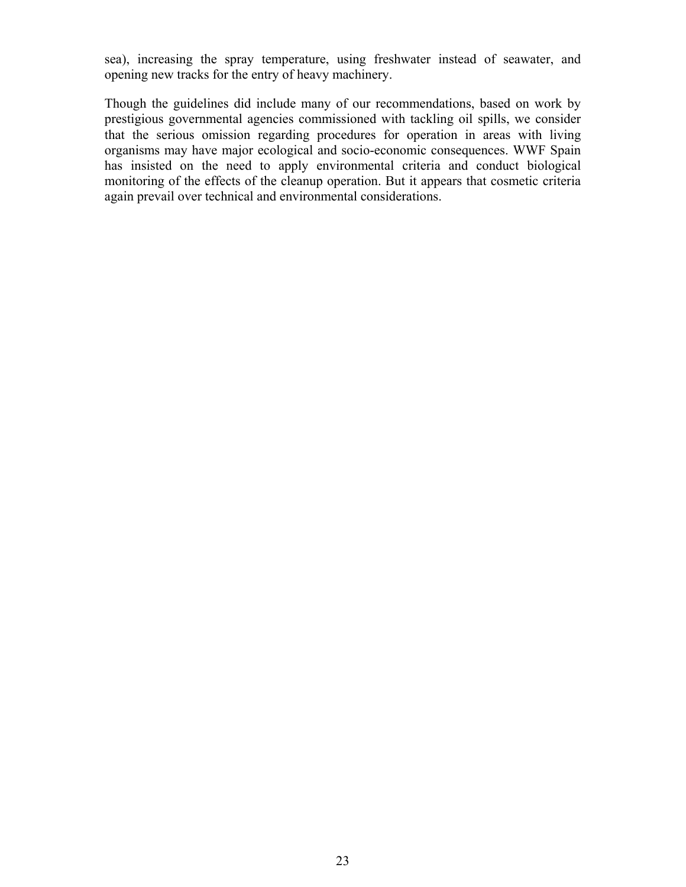sea), increasing the spray temperature, using freshwater instead of seawater, and opening new tracks for the entry of heavy machinery.

Though the guidelines did include many of our recommendations, based on work by prestigious governmental agencies commissioned with tackling oil spills, we consider that the serious omission regarding procedures for operation in areas with living organisms may have major ecological and socio-economic consequences. WWF Spain has insisted on the need to apply environmental criteria and conduct biological monitoring of the effects of the cleanup operation. But it appears that cosmetic criteria again prevail over technical and environmental considerations.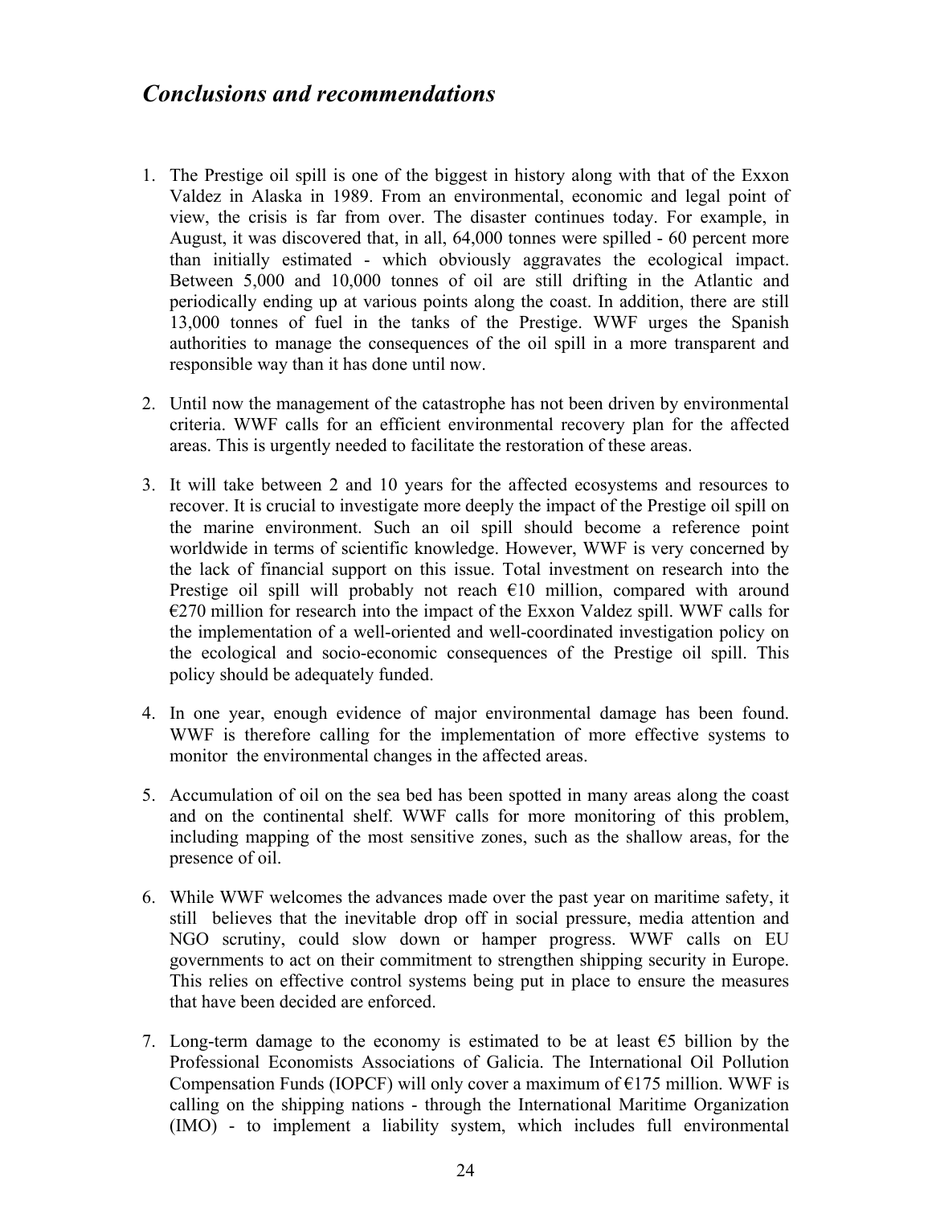## *Conclusions and recommendations*

1. The Prestige oil spill is one of the biggest in history along with that of the Exxon Valdez in Alaska in 1989. From an environmental, economic and legal point of view, the crisis is far from over. The disaster continues today. For example, in August, it was discovered that, in all, 64,000 tonnes were spilled - 60 percent more than initially estimated - which obviously aggravates the ecological impact. Between 5,000 and 10,000 tonnes of oil are still drifting in the Atlantic and periodically ending up at various points along the coast. In addition, there are still 13,000 tonnes of fuel in the tanks of the Prestige. WWF urges the Spanish authorities to manage the consequences of the oil spill in a more transparent and responsible way than it has done until now.

2. Until now the management of the catastrophe has not been driven by environmental criteria. WWF calls for an efficient environmental recovery plan for the affected areas. This is urgently needed to facilitate the restoration of these areas.

3. It will take between 2 and 10 years for the affected ecosystems and resources to recover. It is crucial to investigate more deeply the impact of the Prestige oil spill on the marine environment. Such an oil spill should become a reference point worldwide in terms of scientific knowledge. However, WWF is very concerned by the lack of financial support on this issue. Total investment on research into the Prestige oil spill will probably not reach €10 million, compared with around €270 million for research into the impact of the Exxon Valdez spill. WWF calls for the implementation of a well-oriented and well-coordinated investigation policy on the ecological and socio-economic consequences of the Prestige oil spill. This policy should be adequately funded.

4. In one year, enough evidence of major environmental damage has been found. WWF is therefore calling for the implementation of more effective systems to monitor the environmental changes in the affected areas.

5. Accumulation of oil on the sea bed has been spotted in many areas along the coast and on the continental shelf. WWF calls for more monitoring of this problem, including mapping of the most sensitive zones, such as the shallow areas, for the presence of oil.

6. While WWF welcomes the advances made over the past year on maritime safety, it still believes that the inevitable drop off in social pressure, media attention and NGO scrutiny, could slow down or hamper progress. WWF calls on EU governments to act on their commitment to strengthen shipping security in Europe. This relies on effective control systems being put in place to ensure the measures that have been decided are enforced.

7. Long-term damage to the economy is estimated to be at least €5 billion by the Professional Economists Associations of Galicia. The International Oil Pollution Compensation Funds (IOPCF) will only cover a maximum of €175 million. WWF is calling on the shipping nations - through the International Maritime Organization (IMO) - to implement a liability system, which includes full environmental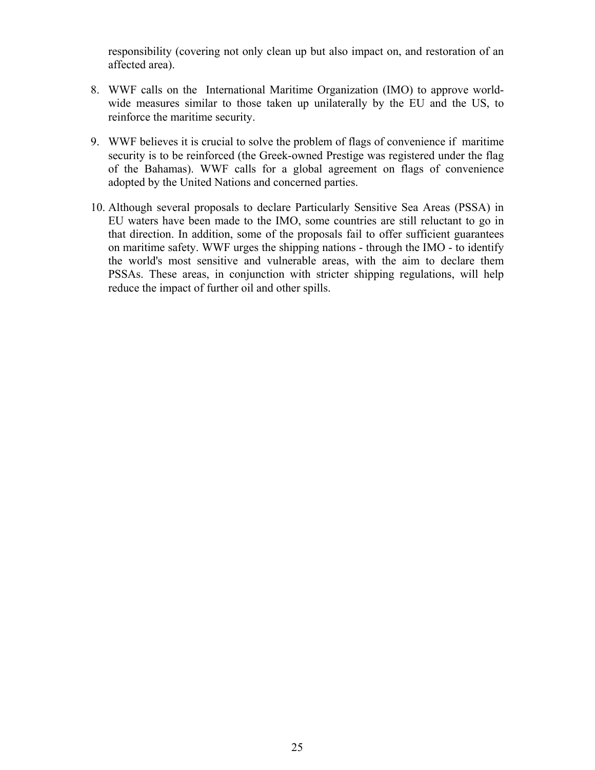responsibility (covering not only clean up but also impact on, and restoration of an affected area).

8. WWF calls on the International Maritime Organization (IMO) to approve world-wide measures similar to those taken up unilaterally by the EU and the US, to reinforce the maritime security.

9. WWF believes it is crucial to solve the problem of flags of convenience if maritime security is to be reinforced (the Greek-owned Prestige was registered under the flag of the Bahamas). WWF calls for a global agreement on flags of convenience adopted by the United Nations and concerned parties.

10. Although several proposals to declare Particularly Sensitive Sea Areas (PSSA) in EU waters have been made to the IMO, some countries are still reluctant to go in that direction. In addition, some of the proposals fail to offer sufficient guarantees on maritime safety. WWF urges the shipping nations - through the IMO - to identify the world's most sensitive and vulnerable areas, with the aim to declare them PSSAs. These areas, in conjunction with stricter shipping regulations, will help reduce the impact of further oil and other spills.